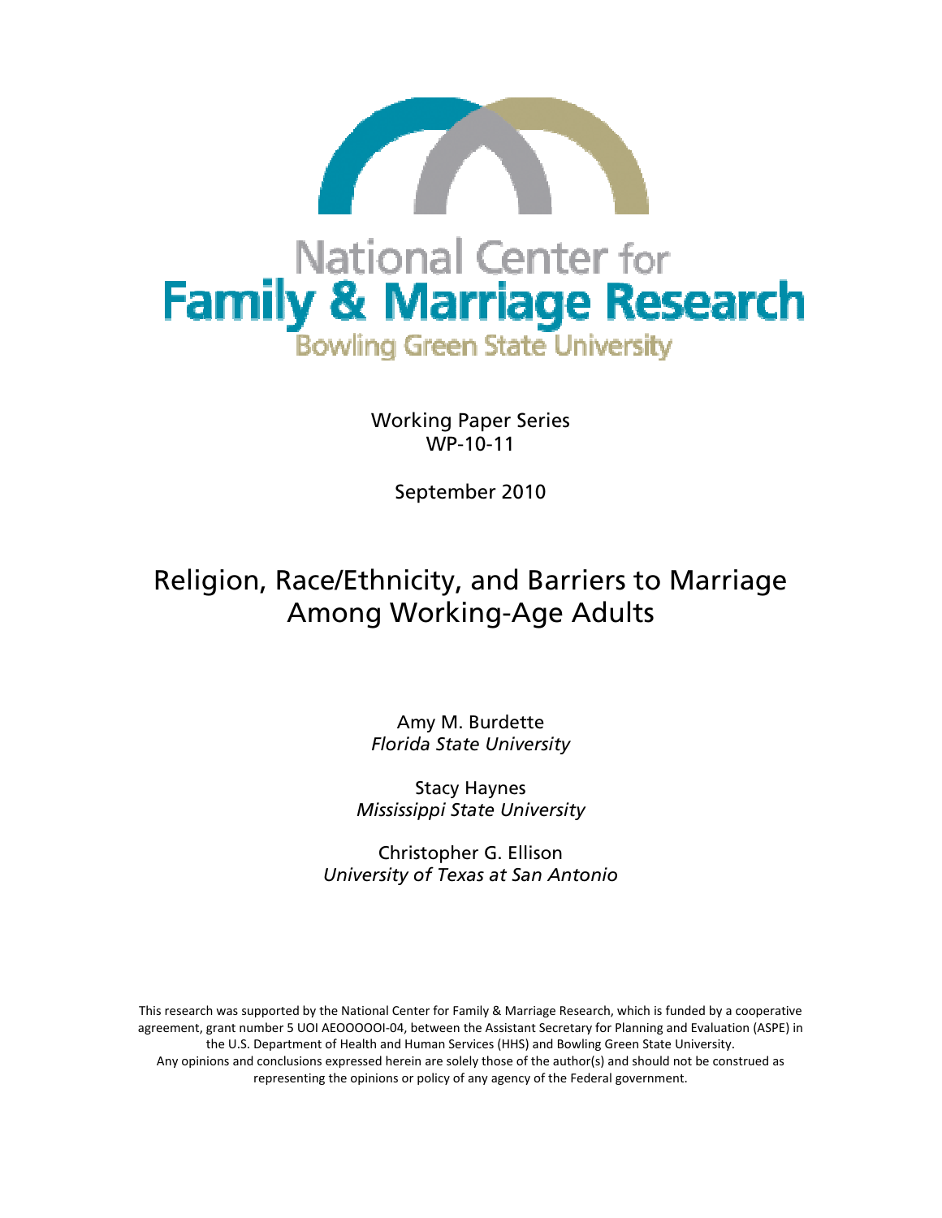National Center for
**Family & Marriage Research**
Bowling Green State University

Working Paper Series
WP-10-11

September 2010

# Religion, Race/Ethnicity, and Barriers to Marriage Among Working-Age Adults

Amy M. Burdette
*Florida State University*

Stacy Haynes
*Mississippi State University*

Christopher G. Ellison
*University of Texas at San Antonio*

This research was supported by the National Center for Family & Marriage Research, which is funded by a cooperative agreement, grant number 5 UOI AEOOOOOI-04, between the Assistant Secretary for Planning and Evaluation (ASPE) in the U.S. Department of Health and Human Services (HHS) and Bowling Green State University.
Any opinions and conclusions expressed herein are solely those of the author(s) and should not be construed as representing the opinions or policy of any agency of the Federal government.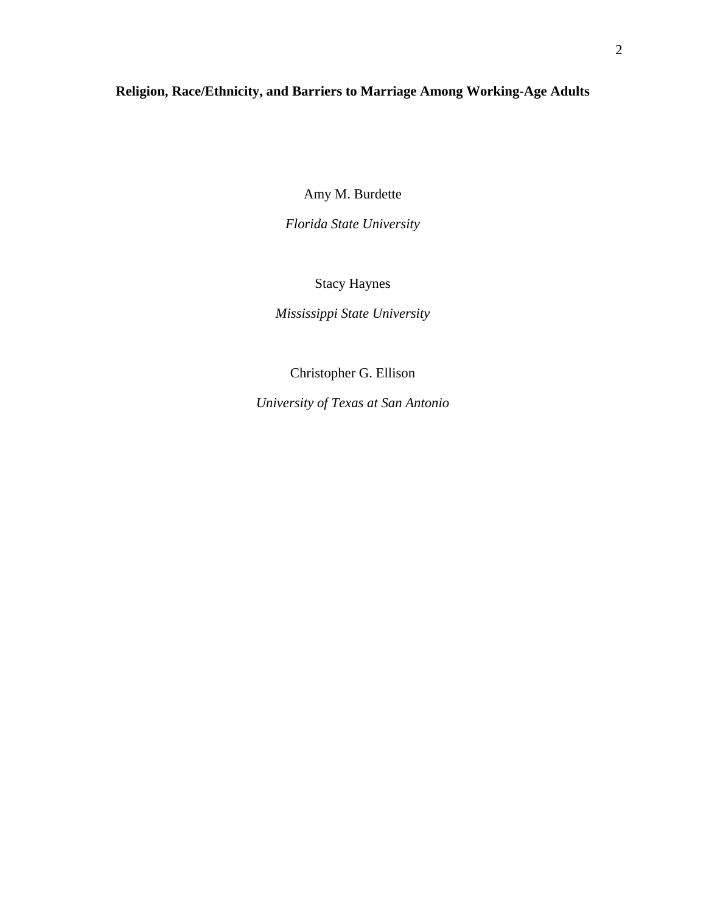# Religion, Race/Ethnicity, and Barriers to Marriage Among Working-Age Adults

Amy M. Burdette

*Florida State University*

Stacy Haynes

*Mississippi State University*

Christopher G. Ellison

*University of Texas at San Antonio*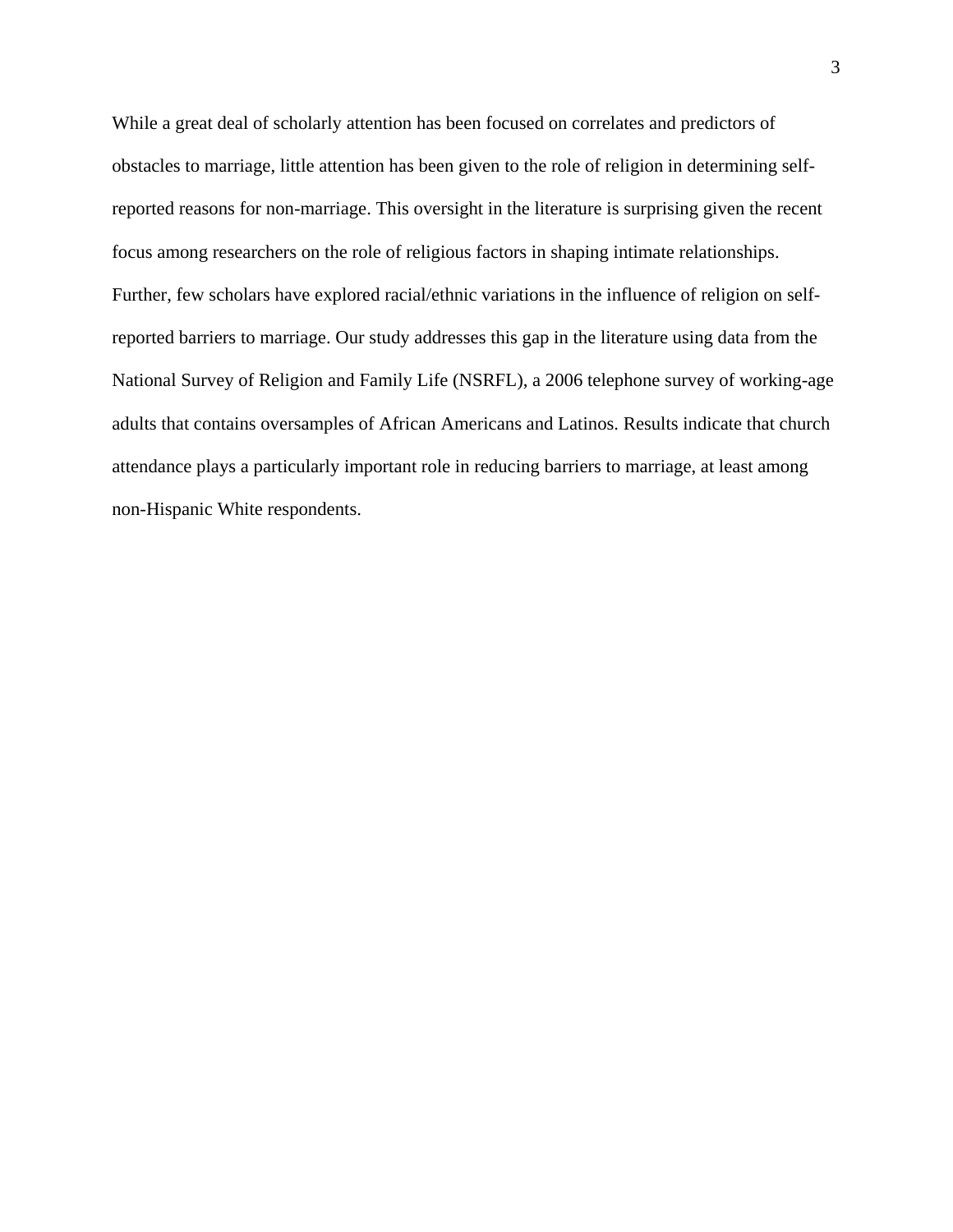While a great deal of scholarly attention has been focused on correlates and predictors of obstacles to marriage, little attention has been given to the role of religion in determining self-reported reasons for non-marriage. This oversight in the literature is surprising given the recent focus among researchers on the role of religious factors in shaping intimate relationships. Further, few scholars have explored racial/ethnic variations in the influence of religion on self-reported barriers to marriage. Our study addresses this gap in the literature using data from the National Survey of Religion and Family Life (NSRFL), a 2006 telephone survey of working-age adults that contains oversamples of African Americans and Latinos. Results indicate that church attendance plays a particularly important role in reducing barriers to marriage, at least among non-Hispanic White respondents.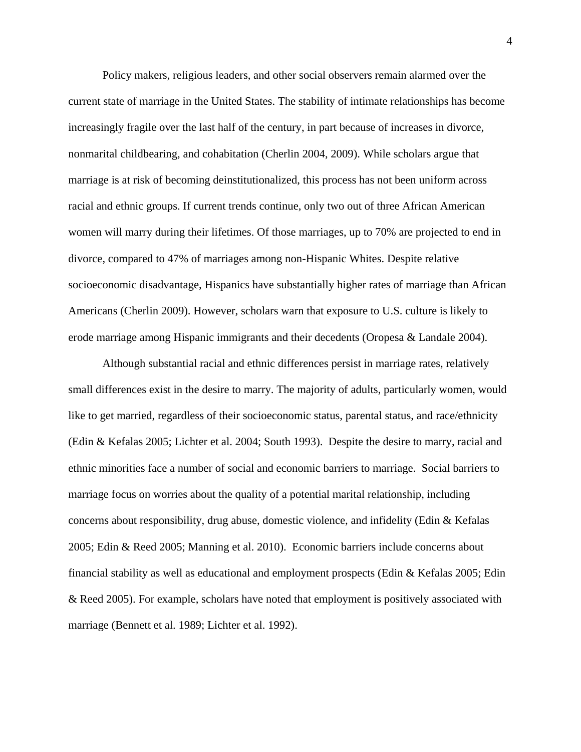Policy makers, religious leaders, and other social observers remain alarmed over the current state of marriage in the United States. The stability of intimate relationships has become increasingly fragile over the last half of the century, in part because of increases in divorce, nonmarital childbearing, and cohabitation (Cherlin 2004, 2009). While scholars argue that marriage is at risk of becoming deinstitutionalized, this process has not been uniform across racial and ethnic groups. If current trends continue, only two out of three African American women will marry during their lifetimes. Of those marriages, up to 70% are projected to end in divorce, compared to 47% of marriages among non-Hispanic Whites. Despite relative socioeconomic disadvantage, Hispanics have substantially higher rates of marriage than African Americans (Cherlin 2009). However, scholars warn that exposure to U.S. culture is likely to erode marriage among Hispanic immigrants and their decedents (Oropesa & Landale 2004).

Although substantial racial and ethnic differences persist in marriage rates, relatively small differences exist in the desire to marry. The majority of adults, particularly women, would like to get married, regardless of their socioeconomic status, parental status, and race/ethnicity (Edin & Kefalas 2005; Lichter et al. 2004; South 1993). Despite the desire to marry, racial and ethnic minorities face a number of social and economic barriers to marriage. Social barriers to marriage focus on worries about the quality of a potential marital relationship, including concerns about responsibility, drug abuse, domestic violence, and infidelity (Edin & Kefalas 2005; Edin & Reed 2005; Manning et al. 2010). Economic barriers include concerns about financial stability as well as educational and employment prospects (Edin & Kefalas 2005; Edin & Reed 2005). For example, scholars have noted that employment is positively associated with marriage (Bennett et al. 1989; Lichter et al. 1992).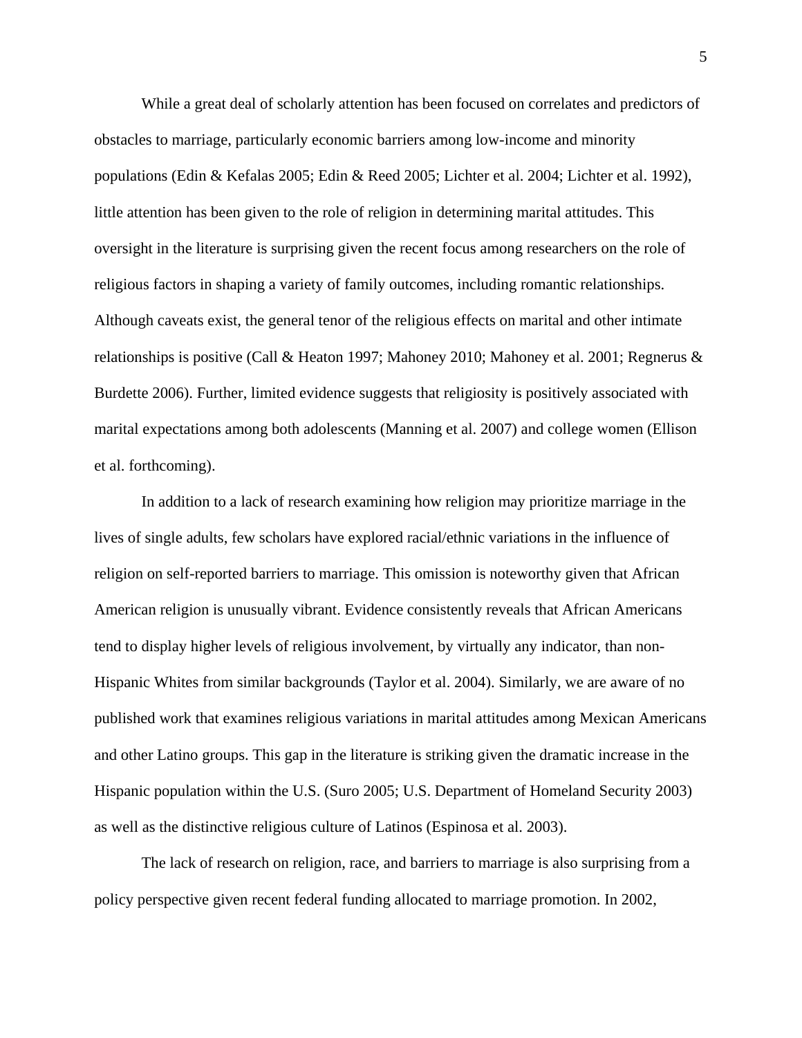While a great deal of scholarly attention has been focused on correlates and predictors of obstacles to marriage, particularly economic barriers among low-income and minority populations (Edin & Kefalas 2005; Edin & Reed 2005; Lichter et al. 2004; Lichter et al. 1992), little attention has been given to the role of religion in determining marital attitudes. This oversight in the literature is surprising given the recent focus among researchers on the role of religious factors in shaping a variety of family outcomes, including romantic relationships. Although caveats exist, the general tenor of the religious effects on marital and other intimate relationships is positive (Call & Heaton 1997; Mahoney 2010; Mahoney et al. 2001; Regnerus & Burdette 2006). Further, limited evidence suggests that religiosity is positively associated with marital expectations among both adolescents (Manning et al. 2007) and college women (Ellison et al. forthcoming).

In addition to a lack of research examining how religion may prioritize marriage in the lives of single adults, few scholars have explored racial/ethnic variations in the influence of religion on self-reported barriers to marriage. This omission is noteworthy given that African American religion is unusually vibrant. Evidence consistently reveals that African Americans tend to display higher levels of religious involvement, by virtually any indicator, than non-Hispanic Whites from similar backgrounds (Taylor et al. 2004). Similarly, we are aware of no published work that examines religious variations in marital attitudes among Mexican Americans and other Latino groups. This gap in the literature is striking given the dramatic increase in the Hispanic population within the U.S. (Suro 2005; U.S. Department of Homeland Security 2003) as well as the distinctive religious culture of Latinos (Espinosa et al. 2003).

The lack of research on religion, race, and barriers to marriage is also surprising from a policy perspective given recent federal funding allocated to marriage promotion. In 2002,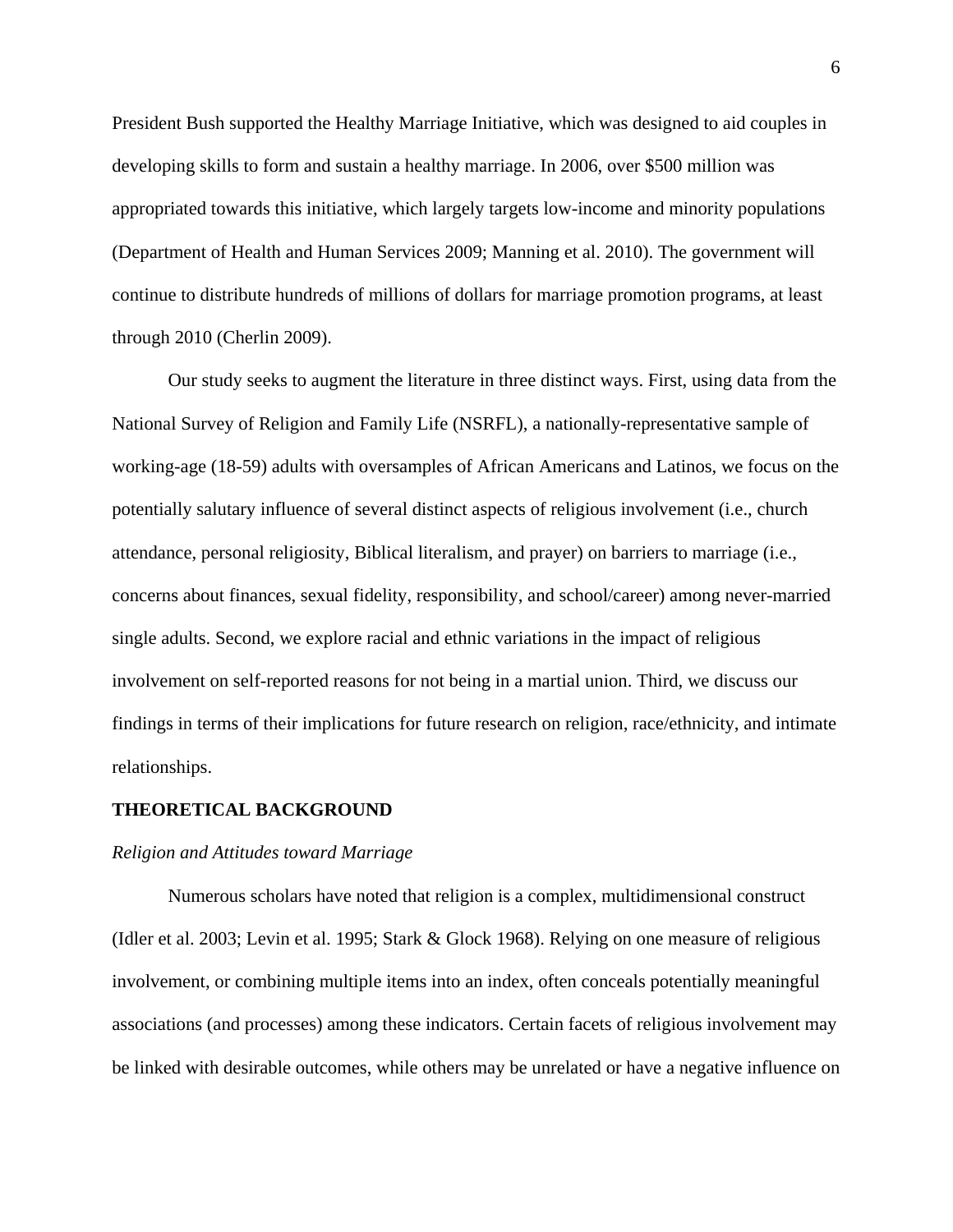President Bush supported the Healthy Marriage Initiative, which was designed to aid couples in developing skills to form and sustain a healthy marriage. In 2006, over $500 million was appropriated towards this initiative, which largely targets low-income and minority populations (Department of Health and Human Services 2009; Manning et al. 2010). The government will continue to distribute hundreds of millions of dollars for marriage promotion programs, at least through 2010 (Cherlin 2009).

Our study seeks to augment the literature in three distinct ways. First, using data from the National Survey of Religion and Family Life (NSRFL), a nationally-representative sample of working-age (18-59) adults with oversamples of African Americans and Latinos, we focus on the potentially salutary influence of several distinct aspects of religious involvement (i.e., church attendance, personal religiosity, Biblical literalism, and prayer) on barriers to marriage (i.e., concerns about finances, sexual fidelity, responsibility, and school/career) among never-married single adults. Second, we explore racial and ethnic variations in the impact of religious involvement on self-reported reasons for not being in a martial union. Third, we discuss our findings in terms of their implications for future research on religion, race/ethnicity, and intimate relationships.

## THEORETICAL BACKGROUND

### *Religion and Attitudes toward Marriage*

Numerous scholars have noted that religion is a complex, multidimensional construct (Idler et al. 2003; Levin et al. 1995; Stark & Glock 1968). Relying on one measure of religious involvement, or combining multiple items into an index, often conceals potentially meaningful associations (and processes) among these indicators. Certain facets of religious involvement may be linked with desirable outcomes, while others may be unrelated or have a negative influence on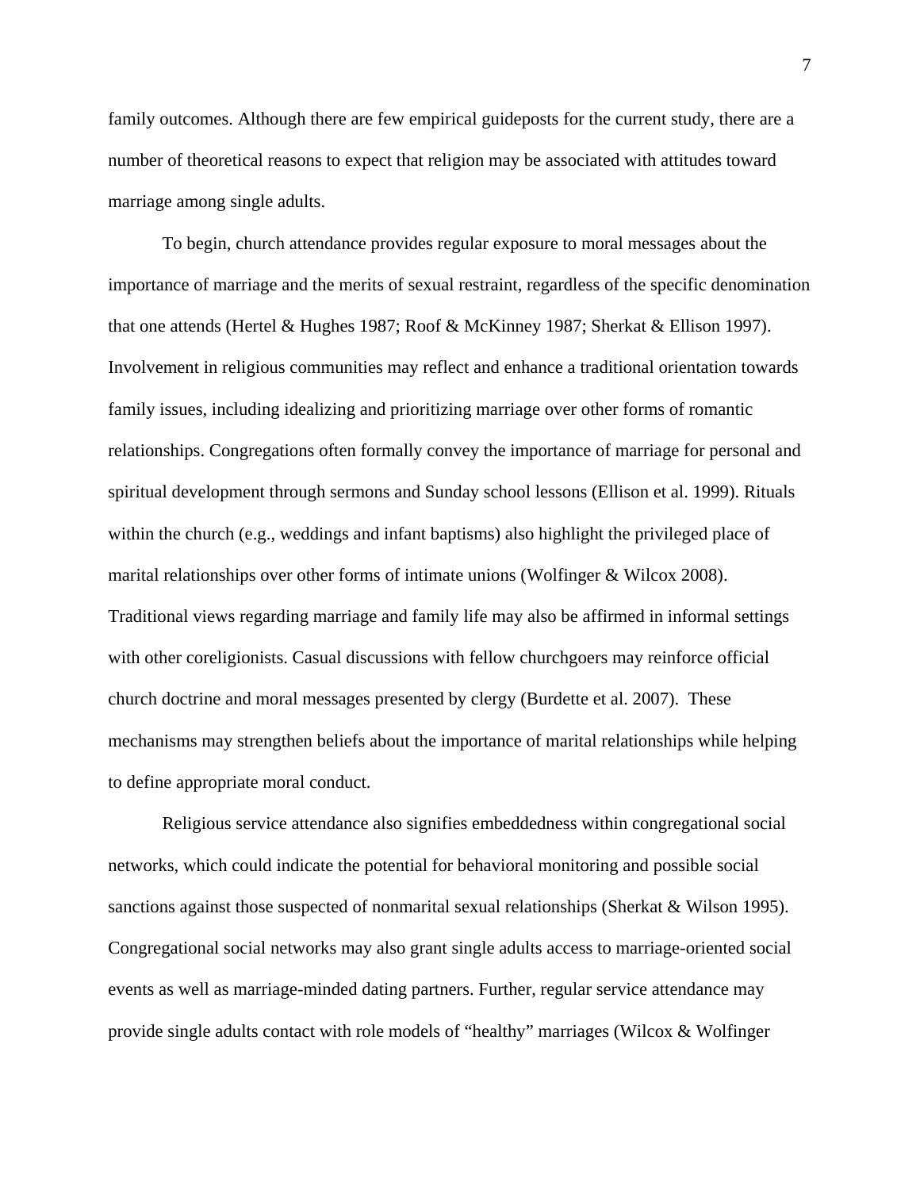family outcomes. Although there are few empirical guideposts for the current study, there are a number of theoretical reasons to expect that religion may be associated with attitudes toward marriage among single adults.

To begin, church attendance provides regular exposure to moral messages about the importance of marriage and the merits of sexual restraint, regardless of the specific denomination that one attends (Hertel & Hughes 1987; Roof & McKinney 1987; Sherkat & Ellison 1997). Involvement in religious communities may reflect and enhance a traditional orientation towards family issues, including idealizing and prioritizing marriage over other forms of romantic relationships. Congregations often formally convey the importance of marriage for personal and spiritual development through sermons and Sunday school lessons (Ellison et al. 1999). Rituals within the church (e.g., weddings and infant baptisms) also highlight the privileged place of marital relationships over other forms of intimate unions (Wolfinger & Wilcox 2008). Traditional views regarding marriage and family life may also be affirmed in informal settings with other coreligionists. Casual discussions with fellow churchgoers may reinforce official church doctrine and moral messages presented by clergy (Burdette et al. 2007). These mechanisms may strengthen beliefs about the importance of marital relationships while helping to define appropriate moral conduct.

Religious service attendance also signifies embeddedness within congregational social networks, which could indicate the potential for behavioral monitoring and possible social sanctions against those suspected of nonmarital sexual relationships (Sherkat & Wilson 1995). Congregational social networks may also grant single adults access to marriage-oriented social events as well as marriage-minded dating partners. Further, regular service attendance may provide single adults contact with role models of "healthy" marriages (Wilcox & Wolfinger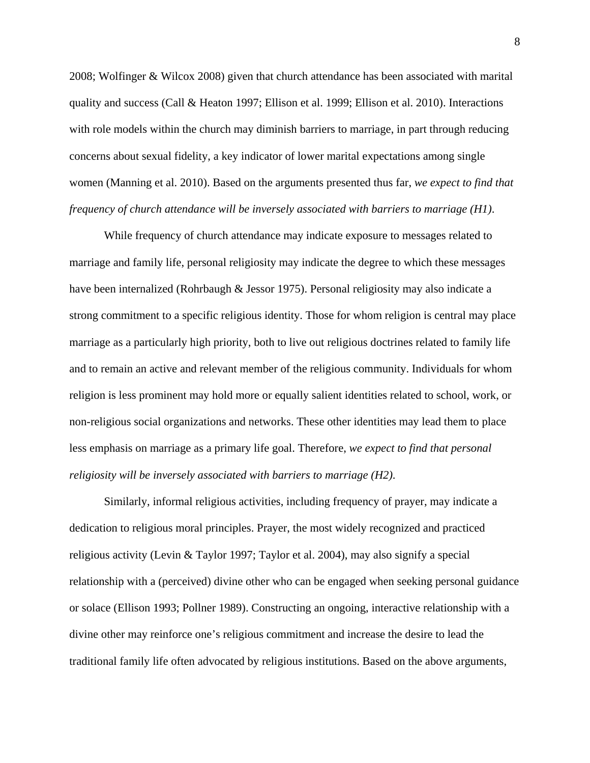2008; Wolfinger & Wilcox 2008) given that church attendance has been associated with marital quality and success (Call & Heaton 1997; Ellison et al. 1999; Ellison et al. 2010). Interactions with role models within the church may diminish barriers to marriage, in part through reducing concerns about sexual fidelity, a key indicator of lower marital expectations among single women (Manning et al. 2010). Based on the arguments presented thus far, *we expect to find that frequency of church attendance will be inversely associated with barriers to marriage (H1)*.

While frequency of church attendance may indicate exposure to messages related to marriage and family life, personal religiosity may indicate the degree to which these messages have been internalized (Rohrbaugh & Jessor 1975). Personal religiosity may also indicate a strong commitment to a specific religious identity. Those for whom religion is central may place marriage as a particularly high priority, both to live out religious doctrines related to family life and to remain an active and relevant member of the religious community. Individuals for whom religion is less prominent may hold more or equally salient identities related to school, work, or non-religious social organizations and networks. These other identities may lead them to place less emphasis on marriage as a primary life goal. Therefore, *we expect to find that personal religiosity will be inversely associated with barriers to marriage (H2)*.

Similarly, informal religious activities, including frequency of prayer, may indicate a dedication to religious moral principles. Prayer, the most widely recognized and practiced religious activity (Levin & Taylor 1997; Taylor et al. 2004), may also signify a special relationship with a (perceived) divine other who can be engaged when seeking personal guidance or solace (Ellison 1993; Pollner 1989). Constructing an ongoing, interactive relationship with a divine other may reinforce one's religious commitment and increase the desire to lead the traditional family life often advocated by religious institutions. Based on the above arguments,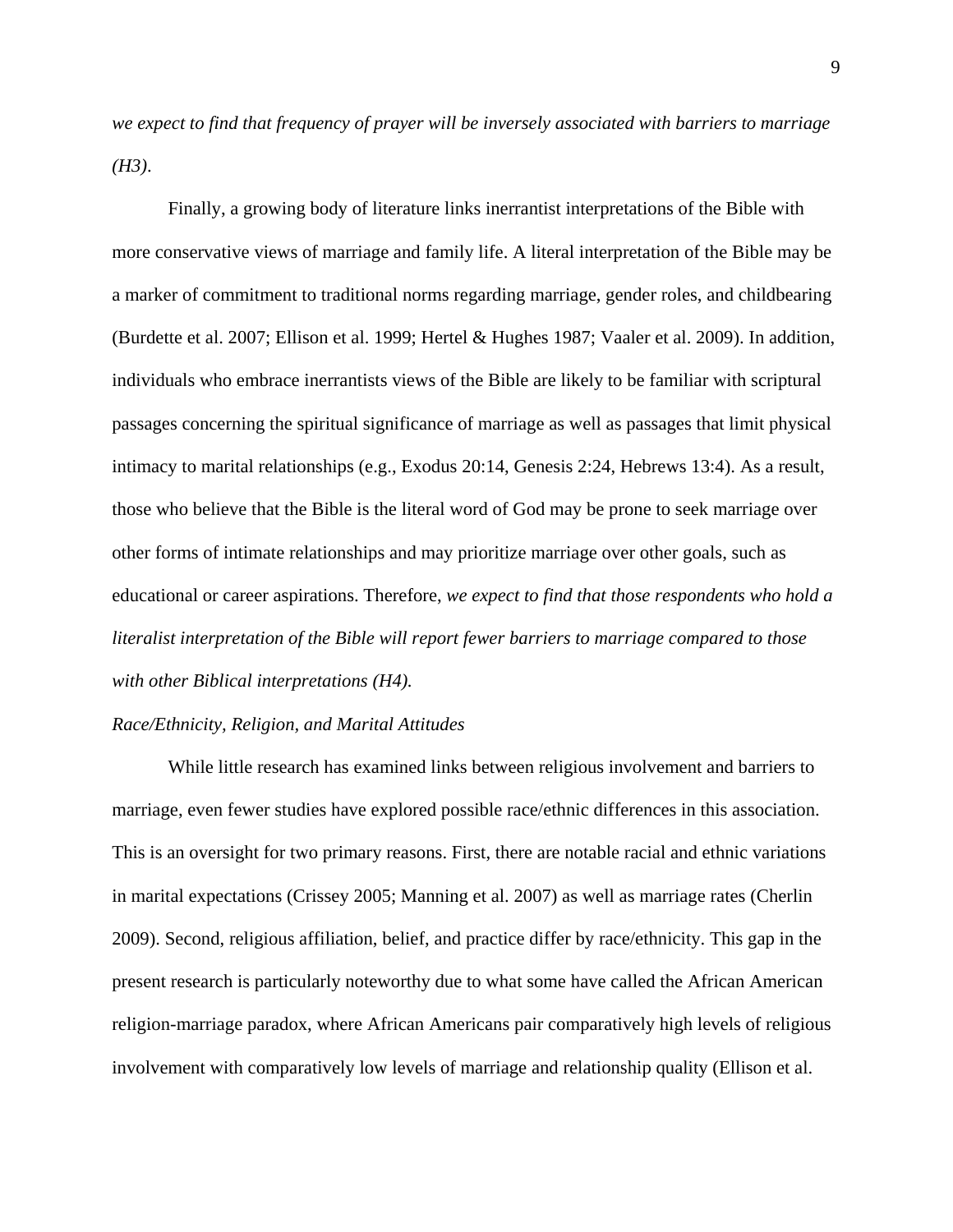*we expect to find that frequency of prayer will be inversely associated with barriers to marriage (H3)*.

Finally, a growing body of literature links inerrantist interpretations of the Bible with more conservative views of marriage and family life. A literal interpretation of the Bible may be a marker of commitment to traditional norms regarding marriage, gender roles, and childbearing (Burdette et al. 2007; Ellison et al. 1999; Hertel & Hughes 1987; Vaaler et al. 2009). In addition, individuals who embrace inerrantists views of the Bible are likely to be familiar with scriptural passages concerning the spiritual significance of marriage as well as passages that limit physical intimacy to marital relationships (e.g., Exodus 20:14, Genesis 2:24, Hebrews 13:4). As a result, those who believe that the Bible is the literal word of God may be prone to seek marriage over other forms of intimate relationships and may prioritize marriage over other goals, such as educational or career aspirations. Therefore, *we expect to find that those respondents who hold a literalist interpretation of the Bible will report fewer barriers to marriage compared to those with other Biblical interpretations (H4).*

*Race/Ethnicity, Religion, and Marital Attitudes*

While little research has examined links between religious involvement and barriers to marriage, even fewer studies have explored possible race/ethnic differences in this association. This is an oversight for two primary reasons. First, there are notable racial and ethnic variations in marital expectations (Crissey 2005; Manning et al. 2007) as well as marriage rates (Cherlin 2009). Second, religious affiliation, belief, and practice differ by race/ethnicity. This gap in the present research is particularly noteworthy due to what some have called the African American religion-marriage paradox, where African Americans pair comparatively high levels of religious involvement with comparatively low levels of marriage and relationship quality (Ellison et al.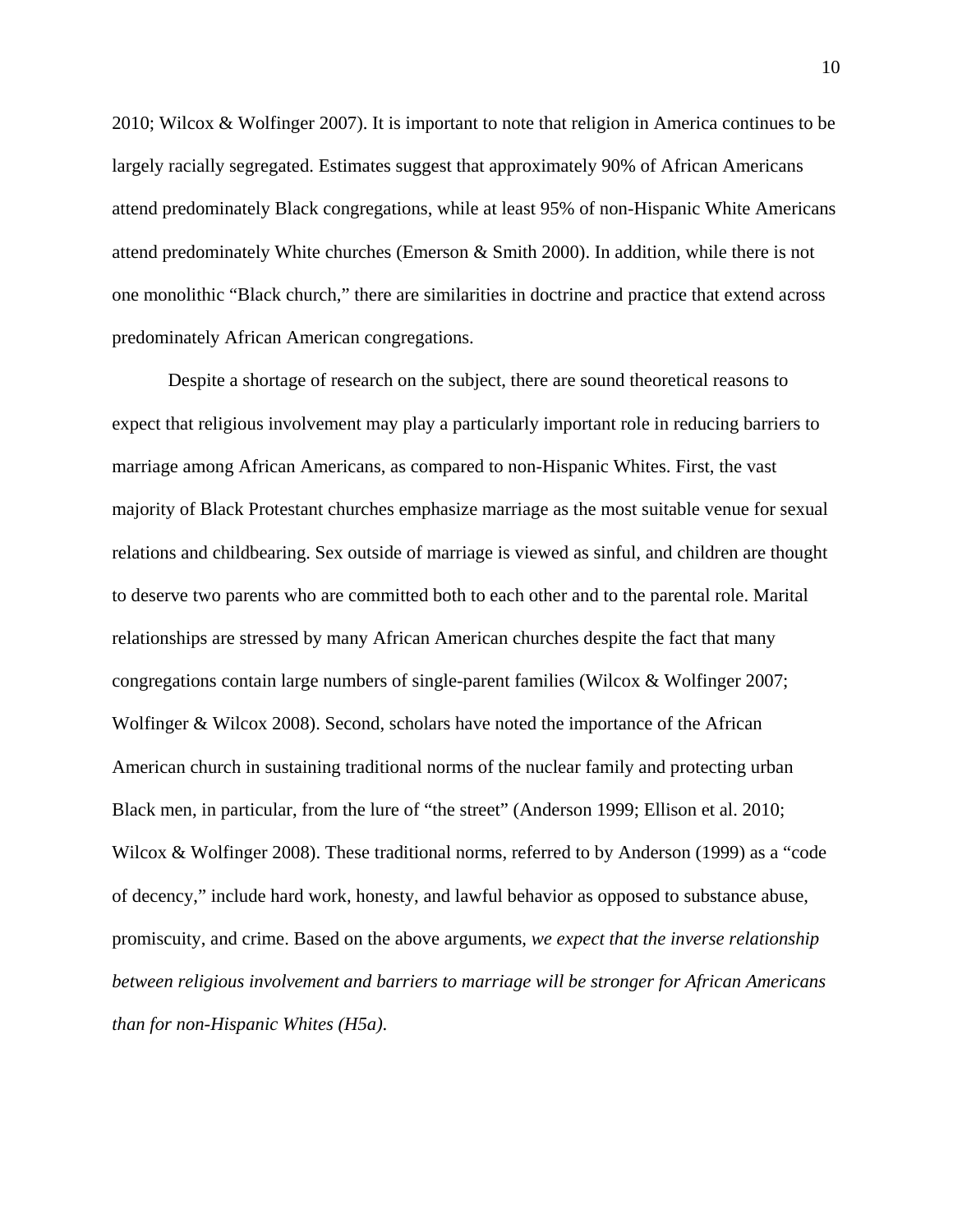2010; Wilcox & Wolfinger 2007). It is important to note that religion in America continues to be largely racially segregated. Estimates suggest that approximately 90% of African Americans attend predominately Black congregations, while at least 95% of non-Hispanic White Americans attend predominately White churches (Emerson & Smith 2000). In addition, while there is not one monolithic "Black church," there are similarities in doctrine and practice that extend across predominately African American congregations.

Despite a shortage of research on the subject, there are sound theoretical reasons to expect that religious involvement may play a particularly important role in reducing barriers to marriage among African Americans, as compared to non-Hispanic Whites. First, the vast majority of Black Protestant churches emphasize marriage as the most suitable venue for sexual relations and childbearing. Sex outside of marriage is viewed as sinful, and children are thought to deserve two parents who are committed both to each other and to the parental role. Marital relationships are stressed by many African American churches despite the fact that many congregations contain large numbers of single-parent families (Wilcox & Wolfinger 2007; Wolfinger & Wilcox 2008). Second, scholars have noted the importance of the African American church in sustaining traditional norms of the nuclear family and protecting urban Black men, in particular, from the lure of "the street" (Anderson 1999; Ellison et al. 2010; Wilcox & Wolfinger 2008). These traditional norms, referred to by Anderson (1999) as a "code of decency," include hard work, honesty, and lawful behavior as opposed to substance abuse, promiscuity, and crime. Based on the above arguments, *we expect that the inverse relationship between religious involvement and barriers to marriage will be stronger for African Americans than for non-Hispanic Whites (H5a).*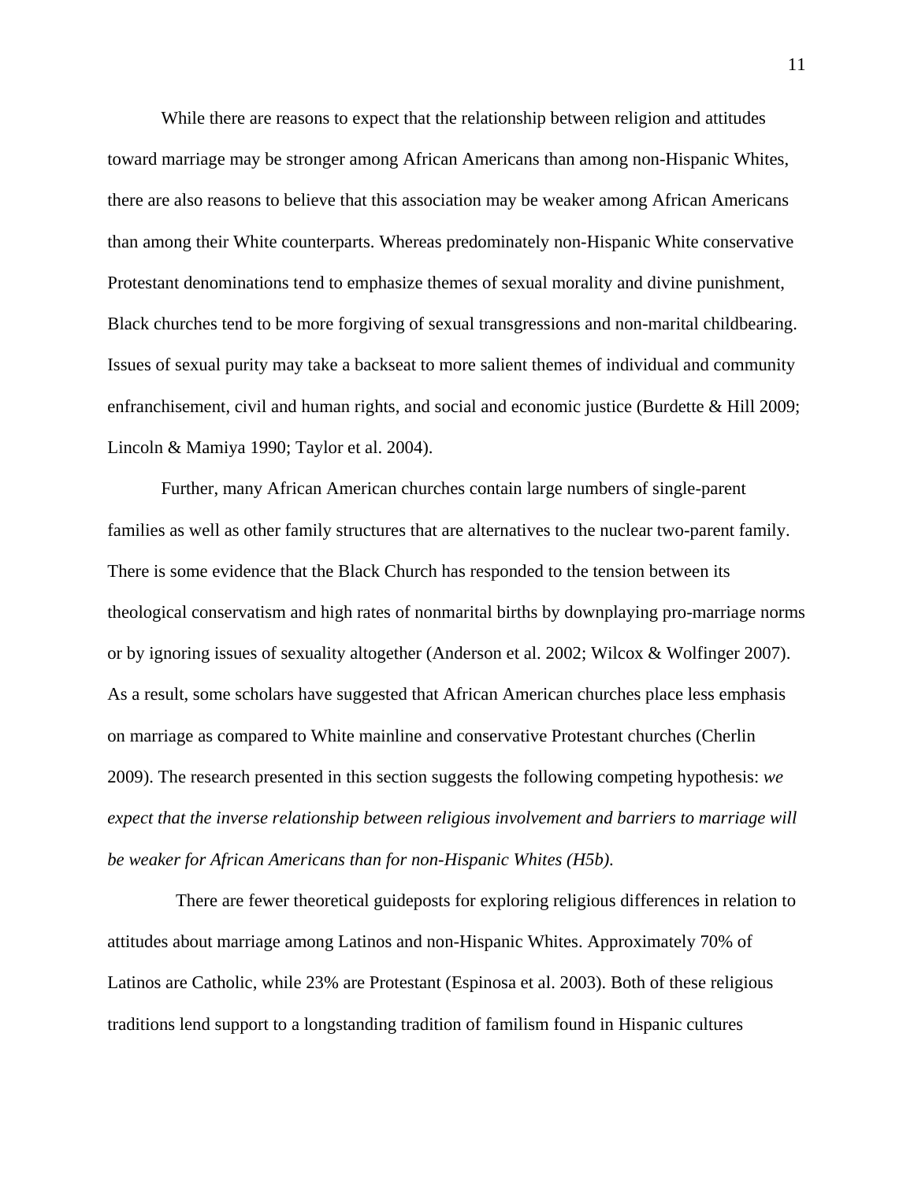While there are reasons to expect that the relationship between religion and attitudes toward marriage may be stronger among African Americans than among non-Hispanic Whites, there are also reasons to believe that this association may be weaker among African Americans than among their White counterparts. Whereas predominately non-Hispanic White conservative Protestant denominations tend to emphasize themes of sexual morality and divine punishment, Black churches tend to be more forgiving of sexual transgressions and non-marital childbearing. Issues of sexual purity may take a backseat to more salient themes of individual and community enfranchisement, civil and human rights, and social and economic justice (Burdette & Hill 2009; Lincoln & Mamiya 1990; Taylor et al. 2004).

Further, many African American churches contain large numbers of single-parent families as well as other family structures that are alternatives to the nuclear two-parent family. There is some evidence that the Black Church has responded to the tension between its theological conservatism and high rates of nonmarital births by downplaying pro-marriage norms or by ignoring issues of sexuality altogether (Anderson et al. 2002; Wilcox & Wolfinger 2007). As a result, some scholars have suggested that African American churches place less emphasis on marriage as compared to White mainline and conservative Protestant churches (Cherlin 2009). The research presented in this section suggests the following competing hypothesis: *we expect that the inverse relationship between religious involvement and barriers to marriage will be weaker for African Americans than for non-Hispanic Whites (H5b).*

There are fewer theoretical guideposts for exploring religious differences in relation to attitudes about marriage among Latinos and non-Hispanic Whites. Approximately 70% of Latinos are Catholic, while 23% are Protestant (Espinosa et al. 2003). Both of these religious traditions lend support to a longstanding tradition of familism found in Hispanic cultures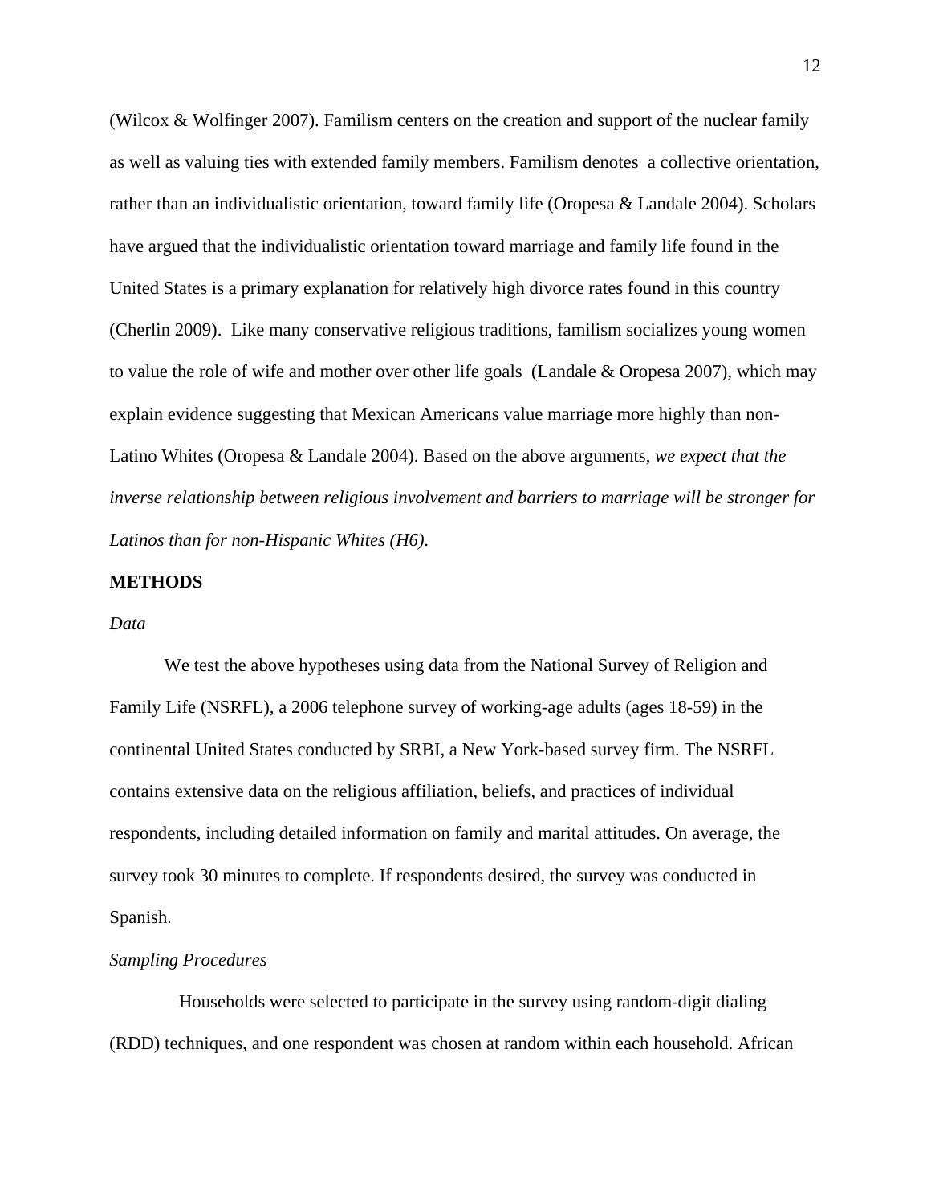(Wilcox & Wolfinger 2007). Familism centers on the creation and support of the nuclear family as well as valuing ties with extended family members. Familism denotes a collective orientation, rather than an individualistic orientation, toward family life (Oropesa & Landale 2004). Scholars have argued that the individualistic orientation toward marriage and family life found in the United States is a primary explanation for relatively high divorce rates found in this country (Cherlin 2009). Like many conservative religious traditions, familism socializes young women to value the role of wife and mother over other life goals (Landale & Oropesa 2007), which may explain evidence suggesting that Mexican Americans value marriage more highly than non-Latino Whites (Oropesa & Landale 2004). Based on the above arguments, *we expect that the inverse relationship between religious involvement and barriers to marriage will be stronger for Latinos than for non-Hispanic Whites (H6).*

## METHODS

### *Data*

We test the above hypotheses using data from the National Survey of Religion and Family Life (NSRFL), a 2006 telephone survey of working-age adults (ages 18-59) in the continental United States conducted by SRBI, a New York-based survey firm. The NSRFL contains extensive data on the religious affiliation, beliefs, and practices of individual respondents, including detailed information on family and marital attitudes. On average, the survey took 30 minutes to complete. If respondents desired, the survey was conducted in Spanish.

### *Sampling Procedures*

Households were selected to participate in the survey using random-digit dialing (RDD) techniques, and one respondent was chosen at random within each household. African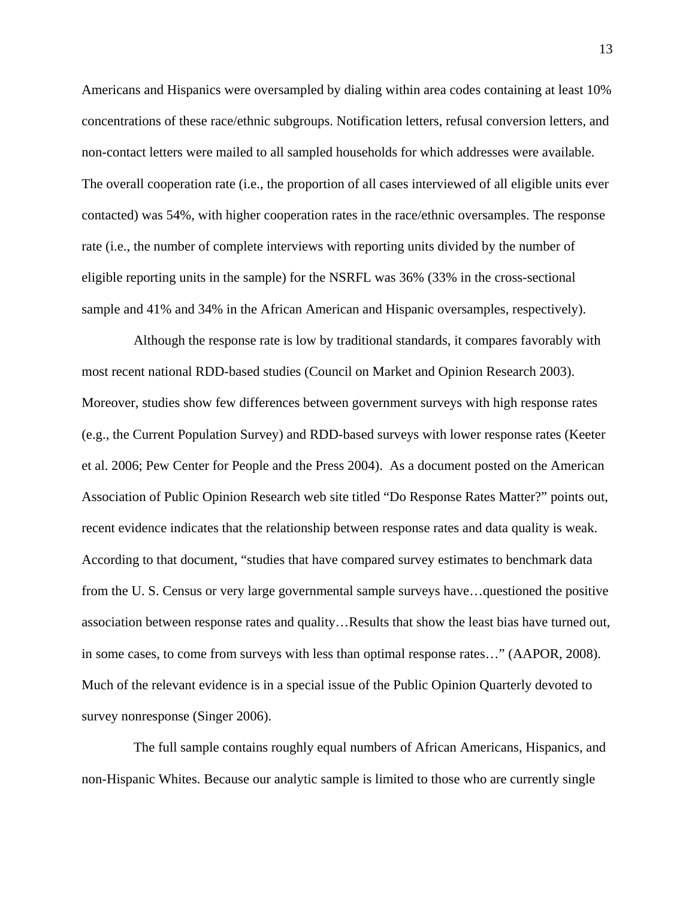Americans and Hispanics were oversampled by dialing within area codes containing at least 10% concentrations of these race/ethnic subgroups. Notification letters, refusal conversion letters, and non-contact letters were mailed to all sampled households for which addresses were available. The overall cooperation rate (i.e., the proportion of all cases interviewed of all eligible units ever contacted) was 54%, with higher cooperation rates in the race/ethnic oversamples. The response rate (i.e., the number of complete interviews with reporting units divided by the number of eligible reporting units in the sample) for the NSRFL was 36% (33% in the cross-sectional sample and 41% and 34% in the African American and Hispanic oversamples, respectively).

Although the response rate is low by traditional standards, it compares favorably with most recent national RDD-based studies (Council on Market and Opinion Research 2003). Moreover, studies show few differences between government surveys with high response rates (e.g., the Current Population Survey) and RDD-based surveys with lower response rates (Keeter et al. 2006; Pew Center for People and the Press 2004). As a document posted on the American Association of Public Opinion Research web site titled "Do Response Rates Matter?" points out, recent evidence indicates that the relationship between response rates and data quality is weak. According to that document, "studies that have compared survey estimates to benchmark data from the U. S. Census or very large governmental sample surveys have…questioned the positive association between response rates and quality…Results that show the least bias have turned out, in some cases, to come from surveys with less than optimal response rates…" (AAPOR, 2008). Much of the relevant evidence is in a special issue of the Public Opinion Quarterly devoted to survey nonresponse (Singer 2006).

The full sample contains roughly equal numbers of African Americans, Hispanics, and non-Hispanic Whites. Because our analytic sample is limited to those who are currently single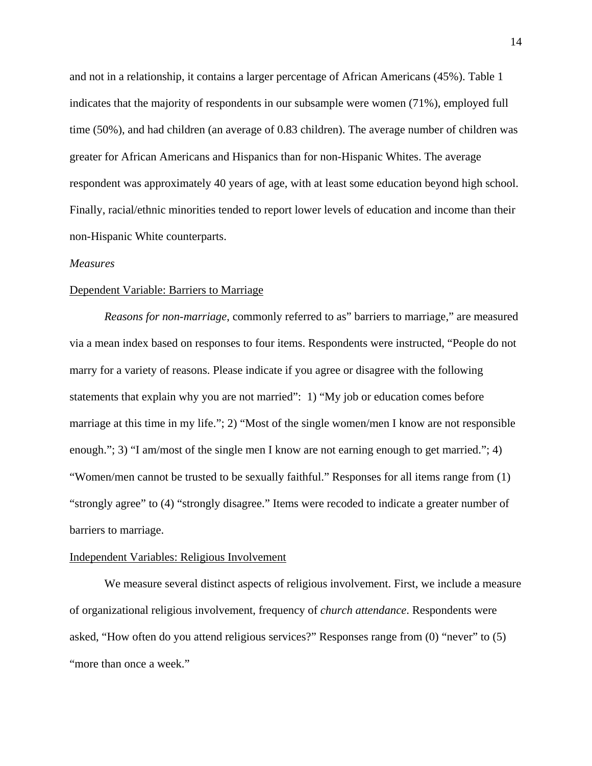and not in a relationship, it contains a larger percentage of African Americans (45%). Table 1 indicates that the majority of respondents in our subsample were women (71%), employed full time (50%), and had children (an average of 0.83 children). The average number of children was greater for African Americans and Hispanics than for non-Hispanic Whites. The average respondent was approximately 40 years of age, with at least some education beyond high school. Finally, racial/ethnic minorities tended to report lower levels of education and income than their non-Hispanic White counterparts.

*Measures*

<u>Dependent Variable: Barriers to Marriage</u>

*Reasons for non-marriage*, commonly referred to as" barriers to marriage," are measured via a mean index based on responses to four items. Respondents were instructed, "People do not marry for a variety of reasons. Please indicate if you agree or disagree with the following statements that explain why you are not married": 1) "My job or education comes before marriage at this time in my life."; 2) "Most of the single women/men I know are not responsible enough."; 3) "I am/most of the single men I know are not earning enough to get married."; 4) "Women/men cannot be trusted to be sexually faithful." Responses for all items range from (1) "strongly agree" to (4) "strongly disagree." Items were recoded to indicate a greater number of barriers to marriage.

<u>Independent Variables: Religious Involvement</u>

We measure several distinct aspects of religious involvement. First, we include a measure of organizational religious involvement, frequency of *church attendance*. Respondents were asked, "How often do you attend religious services?" Responses range from (0) "never" to (5) "more than once a week."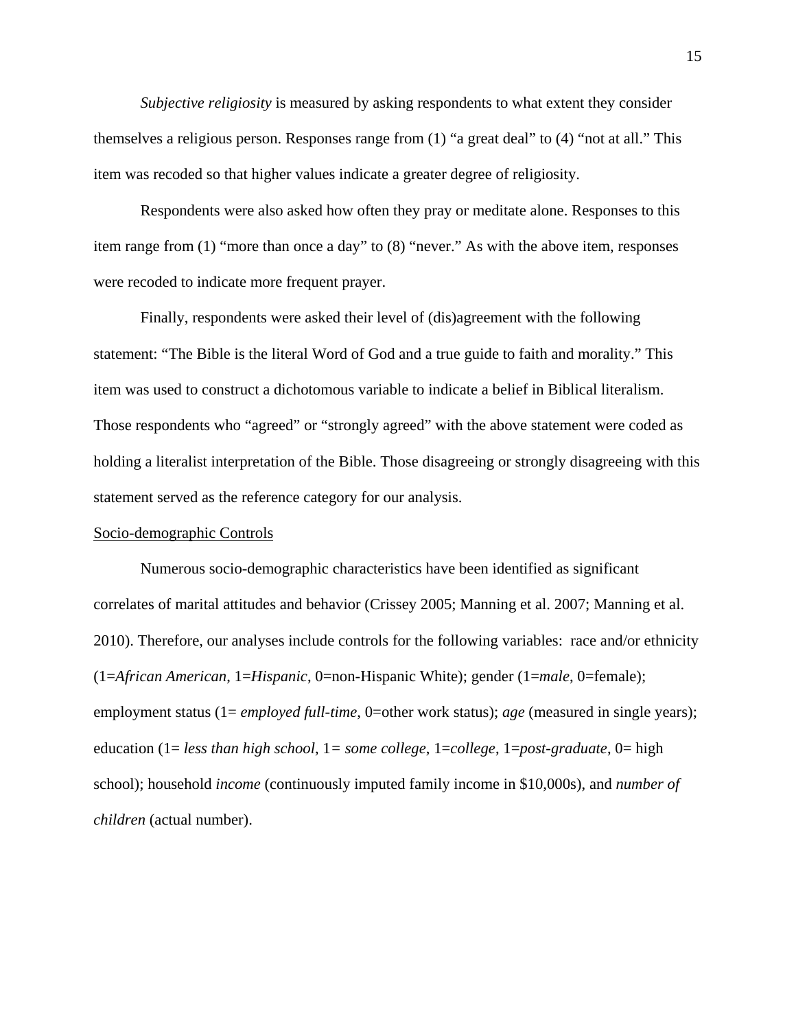*Subjective religiosity* is measured by asking respondents to what extent they consider themselves a religious person. Responses range from (1) "a great deal" to (4) "not at all." This item was recoded so that higher values indicate a greater degree of religiosity.

Respondents were also asked how often they pray or meditate alone. Responses to this item range from (1) "more than once a day" to (8) "never." As with the above item, responses were recoded to indicate more frequent prayer.

Finally, respondents were asked their level of (dis)agreement with the following statement: "The Bible is the literal Word of God and a true guide to faith and morality." This item was used to construct a dichotomous variable to indicate a belief in Biblical literalism. Those respondents who "agreed" or "strongly agreed" with the above statement were coded as holding a literalist interpretation of the Bible. Those disagreeing or strongly disagreeing with this statement served as the reference category for our analysis.

<u>Socio-demographic Controls</u>

Numerous socio-demographic characteristics have been identified as significant correlates of marital attitudes and behavior (Crissey 2005; Manning et al. 2007; Manning et al. 2010). Therefore, our analyses include controls for the following variables: race and/or ethnicity (1=*African American*, 1=*Hispanic*, 0=non-Hispanic White); gender (1=*male*, 0=female); employment status (1= *employed full-time*, 0=other work status); *age* (measured in single years); education (1= *less than high school*, 1= *some college*, 1=*college*, 1=*post-graduate*, 0= high school); household *income* (continuously imputed family income in \$10,000s), and *number of children* (actual number).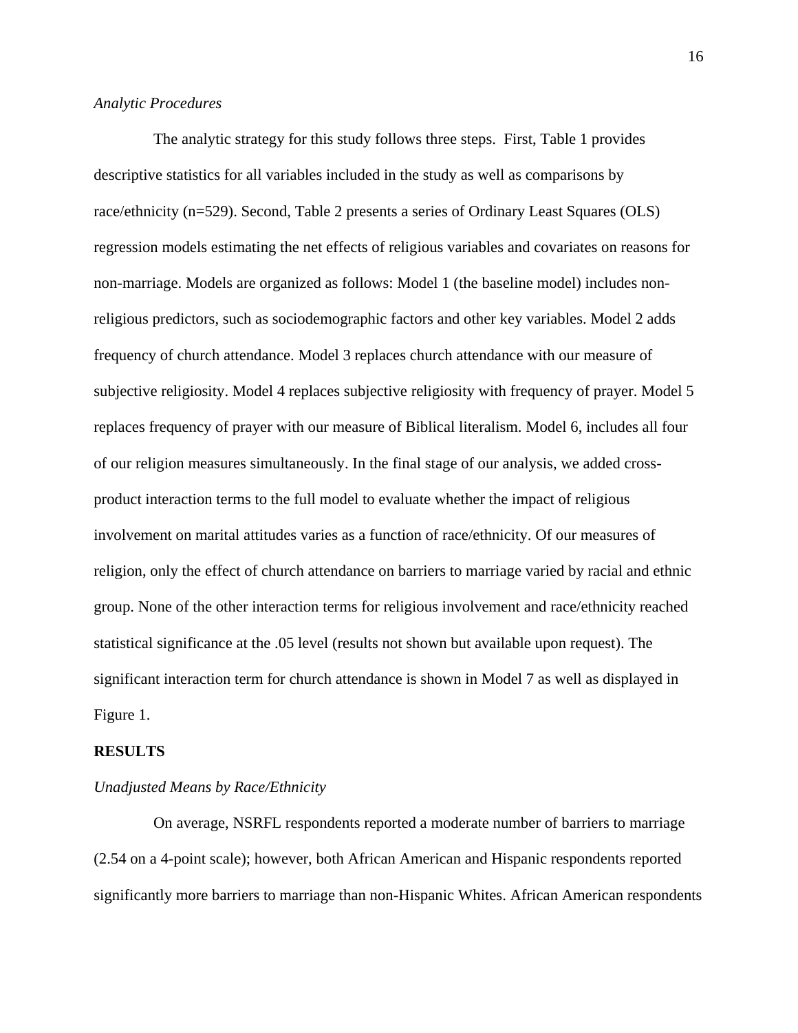*Analytic Procedures*

The analytic strategy for this study follows three steps. First, Table 1 provides descriptive statistics for all variables included in the study as well as comparisons by race/ethnicity (n=529). Second, Table 2 presents a series of Ordinary Least Squares (OLS) regression models estimating the net effects of religious variables and covariates on reasons for non-marriage. Models are organized as follows: Model 1 (the baseline model) includes non-religious predictors, such as sociodemographic factors and other key variables. Model 2 adds frequency of church attendance. Model 3 replaces church attendance with our measure of subjective religiosity. Model 4 replaces subjective religiosity with frequency of prayer. Model 5 replaces frequency of prayer with our measure of Biblical literalism. Model 6, includes all four of our religion measures simultaneously. In the final stage of our analysis, we added cross-product interaction terms to the full model to evaluate whether the impact of religious involvement on marital attitudes varies as a function of race/ethnicity. Of our measures of religion, only the effect of church attendance on barriers to marriage varied by racial and ethnic group. None of the other interaction terms for religious involvement and race/ethnicity reached statistical significance at the .05 level (results not shown but available upon request). The significant interaction term for church attendance is shown in Model 7 as well as displayed in Figure 1.

## RESULTS

*Unadjusted Means by Race/Ethnicity*

On average, NSRFL respondents reported a moderate number of barriers to marriage (2.54 on a 4-point scale); however, both African American and Hispanic respondents reported significantly more barriers to marriage than non-Hispanic Whites. African American respondents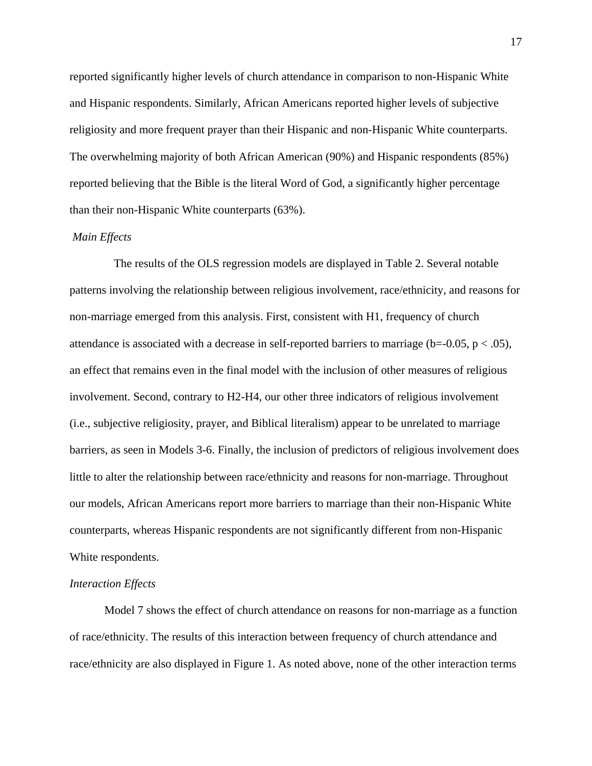reported significantly higher levels of church attendance in comparison to non-Hispanic White and Hispanic respondents. Similarly, African Americans reported higher levels of subjective religiosity and more frequent prayer than their Hispanic and non-Hispanic White counterparts. The overwhelming majority of both African American (90%) and Hispanic respondents (85%) reported believing that the Bible is the literal Word of God, a significantly higher percentage than their non-Hispanic White counterparts (63%).

*Main Effects*

The results of the OLS regression models are displayed in Table 2. Several notable patterns involving the relationship between religious involvement, race/ethnicity, and reasons for non-marriage emerged from this analysis. First, consistent with H1, frequency of church attendance is associated with a decrease in self-reported barriers to marriage ($b=-0.05$, $p < .05$), an effect that remains even in the final model with the inclusion of other measures of religious involvement. Second, contrary to H2-H4, our other three indicators of religious involvement (i.e., subjective religiosity, prayer, and Biblical literalism) appear to be unrelated to marriage barriers, as seen in Models 3-6. Finally, the inclusion of predictors of religious involvement does little to alter the relationship between race/ethnicity and reasons for non-marriage. Throughout our models, African Americans report more barriers to marriage than their non-Hispanic White counterparts, whereas Hispanic respondents are not significantly different from non-Hispanic White respondents.

*Interaction Effects*

Model 7 shows the effect of church attendance on reasons for non-marriage as a function of race/ethnicity. The results of this interaction between frequency of church attendance and race/ethnicity are also displayed in Figure 1. As noted above, none of the other interaction terms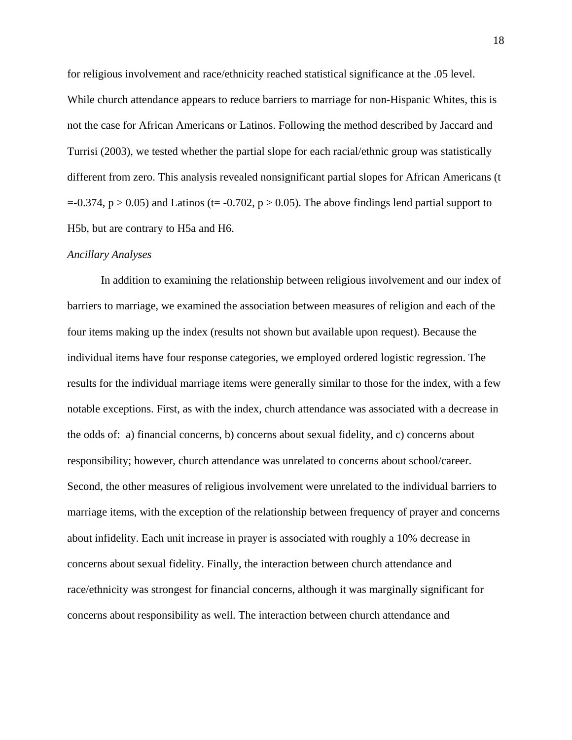for religious involvement and race/ethnicity reached statistical significance at the .05 level. While church attendance appears to reduce barriers to marriage for non-Hispanic Whites, this is not the case for African Americans or Latinos. Following the method described by Jaccard and Turrisi (2003), we tested whether the partial slope for each racial/ethnic group was statistically different from zero. This analysis revealed nonsignificant partial slopes for African Americans ($t = -0.374$, $p > 0.05$) and Latinos ($t = -0.702$, $p > 0.05$). The above findings lend partial support to H5b, but are contrary to H5a and H6.

*Ancillary Analyses*

In addition to examining the relationship between religious involvement and our index of barriers to marriage, we examined the association between measures of religion and each of the four items making up the index (results not shown but available upon request). Because the individual items have four response categories, we employed ordered logistic regression. The results for the individual marriage items were generally similar to those for the index, with a few notable exceptions. First, as with the index, church attendance was associated with a decrease in the odds of: a) financial concerns, b) concerns about sexual fidelity, and c) concerns about responsibility; however, church attendance was unrelated to concerns about school/career. Second, the other measures of religious involvement were unrelated to the individual barriers to marriage items, with the exception of the relationship between frequency of prayer and concerns about infidelity. Each unit increase in prayer is associated with roughly a 10% decrease in concerns about sexual fidelity. Finally, the interaction between church attendance and race/ethnicity was strongest for financial concerns, although it was marginally significant for concerns about responsibility as well. The interaction between church attendance and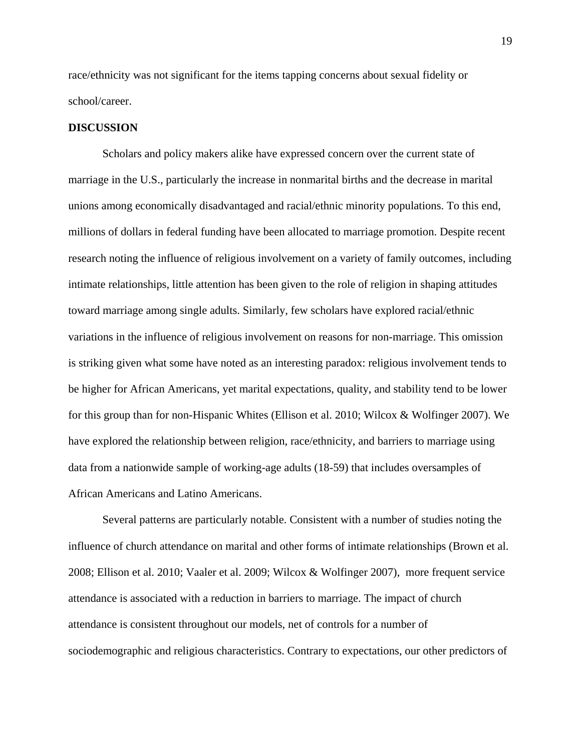race/ethnicity was not significant for the items tapping concerns about sexual fidelity or school/career.

## DISCUSSION

Scholars and policy makers alike have expressed concern over the current state of marriage in the U.S., particularly the increase in nonmarital births and the decrease in marital unions among economically disadvantaged and racial/ethnic minority populations. To this end, millions of dollars in federal funding have been allocated to marriage promotion. Despite recent research noting the influence of religious involvement on a variety of family outcomes, including intimate relationships, little attention has been given to the role of religion in shaping attitudes toward marriage among single adults. Similarly, few scholars have explored racial/ethnic variations in the influence of religious involvement on reasons for non-marriage. This omission is striking given what some have noted as an interesting paradox: religious involvement tends to be higher for African Americans, yet marital expectations, quality, and stability tend to be lower for this group than for non-Hispanic Whites (Ellison et al. 2010; Wilcox & Wolfinger 2007). We have explored the relationship between religion, race/ethnicity, and barriers to marriage using data from a nationwide sample of working-age adults (18-59) that includes oversamples of African Americans and Latino Americans.

Several patterns are particularly notable. Consistent with a number of studies noting the influence of church attendance on marital and other forms of intimate relationships (Brown et al. 2008; Ellison et al. 2010; Vaaler et al. 2009; Wilcox & Wolfinger 2007), more frequent service attendance is associated with a reduction in barriers to marriage. The impact of church attendance is consistent throughout our models, net of controls for a number of sociodemographic and religious characteristics. Contrary to expectations, our other predictors of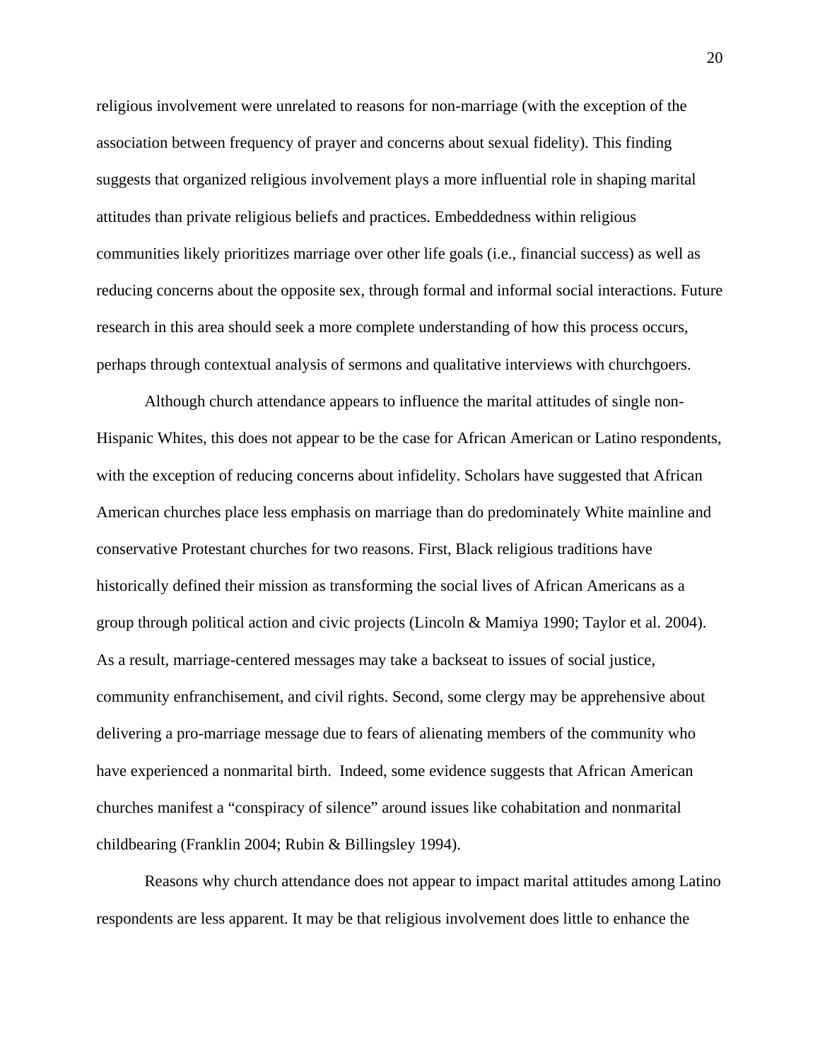religious involvement were unrelated to reasons for non-marriage (with the exception of the association between frequency of prayer and concerns about sexual fidelity). This finding suggests that organized religious involvement plays a more influential role in shaping marital attitudes than private religious beliefs and practices. Embeddedness within religious communities likely prioritizes marriage over other life goals (i.e., financial success) as well as reducing concerns about the opposite sex, through formal and informal social interactions. Future research in this area should seek a more complete understanding of how this process occurs, perhaps through contextual analysis of sermons and qualitative interviews with churchgoers.

Although church attendance appears to influence the marital attitudes of single non-Hispanic Whites, this does not appear to be the case for African American or Latino respondents, with the exception of reducing concerns about infidelity. Scholars have suggested that African American churches place less emphasis on marriage than do predominately White mainline and conservative Protestant churches for two reasons. First, Black religious traditions have historically defined their mission as transforming the social lives of African Americans as a group through political action and civic projects (Lincoln & Mamiya 1990; Taylor et al. 2004). As a result, marriage-centered messages may take a backseat to issues of social justice, community enfranchisement, and civil rights. Second, some clergy may be apprehensive about delivering a pro-marriage message due to fears of alienating members of the community who have experienced a nonmarital birth. Indeed, some evidence suggests that African American churches manifest a "conspiracy of silence" around issues like cohabitation and nonmarital childbearing (Franklin 2004; Rubin & Billingsley 1994).

Reasons why church attendance does not appear to impact marital attitudes among Latino respondents are less apparent. It may be that religious involvement does little to enhance the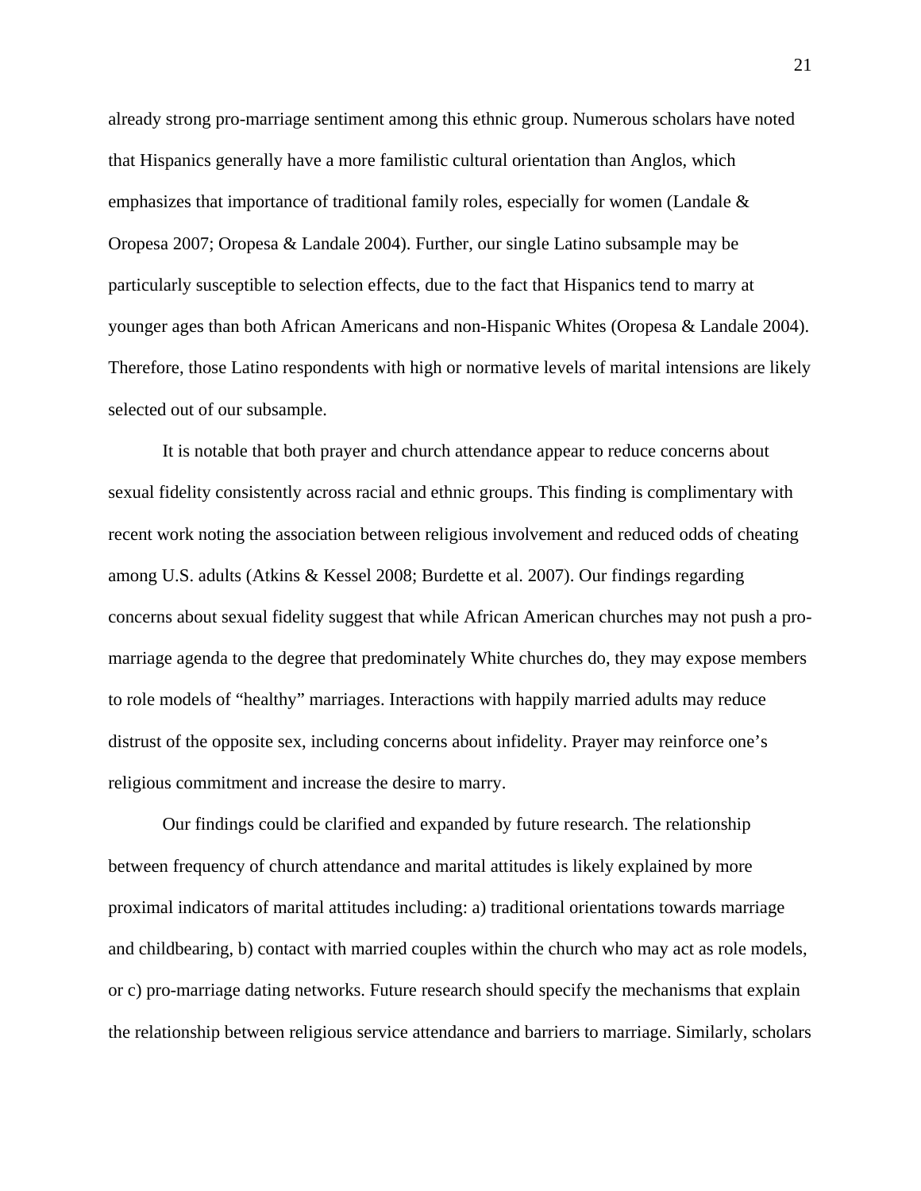already strong pro-marriage sentiment among this ethnic group. Numerous scholars have noted that Hispanics generally have a more familistic cultural orientation than Anglos, which emphasizes that importance of traditional family roles, especially for women (Landale & Oropesa 2007; Oropesa & Landale 2004). Further, our single Latino subsample may be particularly susceptible to selection effects, due to the fact that Hispanics tend to marry at younger ages than both African Americans and non-Hispanic Whites (Oropesa & Landale 2004). Therefore, those Latino respondents with high or normative levels of marital intensions are likely selected out of our subsample.

It is notable that both prayer and church attendance appear to reduce concerns about sexual fidelity consistently across racial and ethnic groups. This finding is complimentary with recent work noting the association between religious involvement and reduced odds of cheating among U.S. adults (Atkins & Kessel 2008; Burdette et al. 2007). Our findings regarding concerns about sexual fidelity suggest that while African American churches may not push a pro-marriage agenda to the degree that predominately White churches do, they may expose members to role models of "healthy" marriages. Interactions with happily married adults may reduce distrust of the opposite sex, including concerns about infidelity. Prayer may reinforce one's religious commitment and increase the desire to marry.

Our findings could be clarified and expanded by future research. The relationship between frequency of church attendance and marital attitudes is likely explained by more proximal indicators of marital attitudes including: a) traditional orientations towards marriage and childbearing, b) contact with married couples within the church who may act as role models, or c) pro-marriage dating networks. Future research should specify the mechanisms that explain the relationship between religious service attendance and barriers to marriage. Similarly, scholars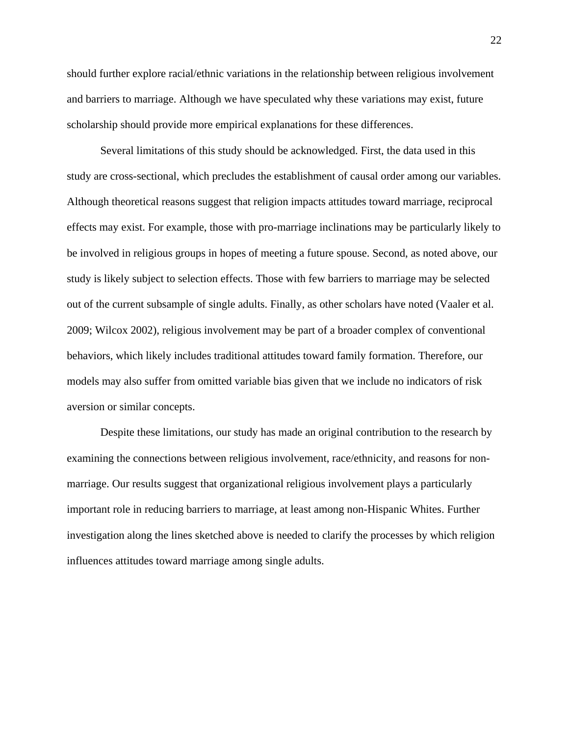should further explore racial/ethnic variations in the relationship between religious involvement and barriers to marriage. Although we have speculated why these variations may exist, future scholarship should provide more empirical explanations for these differences.

Several limitations of this study should be acknowledged. First, the data used in this study are cross-sectional, which precludes the establishment of causal order among our variables. Although theoretical reasons suggest that religion impacts attitudes toward marriage, reciprocal effects may exist. For example, those with pro-marriage inclinations may be particularly likely to be involved in religious groups in hopes of meeting a future spouse. Second, as noted above, our study is likely subject to selection effects. Those with few barriers to marriage may be selected out of the current subsample of single adults. Finally, as other scholars have noted (Vaaler et al. 2009; Wilcox 2002), religious involvement may be part of a broader complex of conventional behaviors, which likely includes traditional attitudes toward family formation. Therefore, our models may also suffer from omitted variable bias given that we include no indicators of risk aversion or similar concepts.

Despite these limitations, our study has made an original contribution to the research by examining the connections between religious involvement, race/ethnicity, and reasons for non-marriage. Our results suggest that organizational religious involvement plays a particularly important role in reducing barriers to marriage, at least among non-Hispanic Whites. Further investigation along the lines sketched above is needed to clarify the processes by which religion influences attitudes toward marriage among single adults.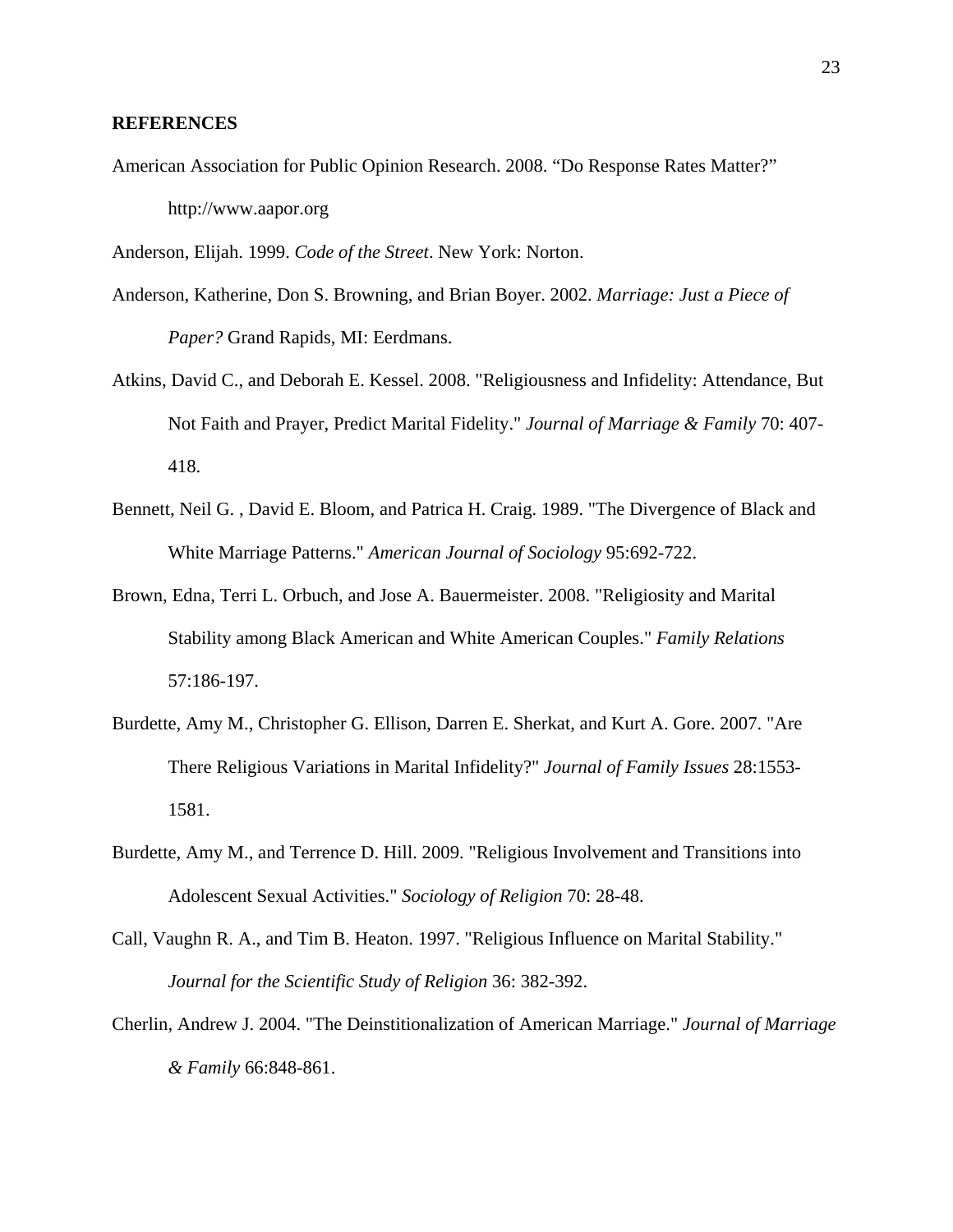**REFERENCES**

American Association for Public Opinion Research. 2008. “Do Response Rates Matter?” http://www.aapor.org

Anderson, Elijah. 1999. *Code of the Street*. New York: Norton.

Anderson, Katherine, Don S. Browning, and Brian Boyer. 2002. *Marriage: Just a Piece of Paper?* Grand Rapids, MI: Eerdmans.

Atkins, David C., and Deborah E. Kessel. 2008. "Religiousness and Infidelity: Attendance, But Not Faith and Prayer, Predict Marital Fidelity." *Journal of Marriage & Family* 70: 407-418.

Bennett, Neil G. , David E. Bloom, and Patrica H. Craig. 1989. "The Divergence of Black and White Marriage Patterns." *American Journal of Sociology* 95:692-722.

Brown, Edna, Terri L. Orbuch, and Jose A. Bauermeister. 2008. "Religiosity and Marital Stability among Black American and White American Couples." *Family Relations* 57:186-197.

Burdette, Amy M., Christopher G. Ellison, Darren E. Sherkat, and Kurt A. Gore. 2007. "Are There Religious Variations in Marital Infidelity?" *Journal of Family Issues* 28:1553-1581.

Burdette, Amy M., and Terrence D. Hill. 2009. "Religious Involvement and Transitions into Adolescent Sexual Activities." *Sociology of Religion* 70: 28-48.

Call, Vaughn R. A., and Tim B. Heaton. 1997. "Religious Influence on Marital Stability." *Journal for the Scientific Study of Religion* 36: 382-392.

Cherlin, Andrew J. 2004. "The Deinstitionalization of American Marriage." *Journal of Marriage & Family* 66:848-861.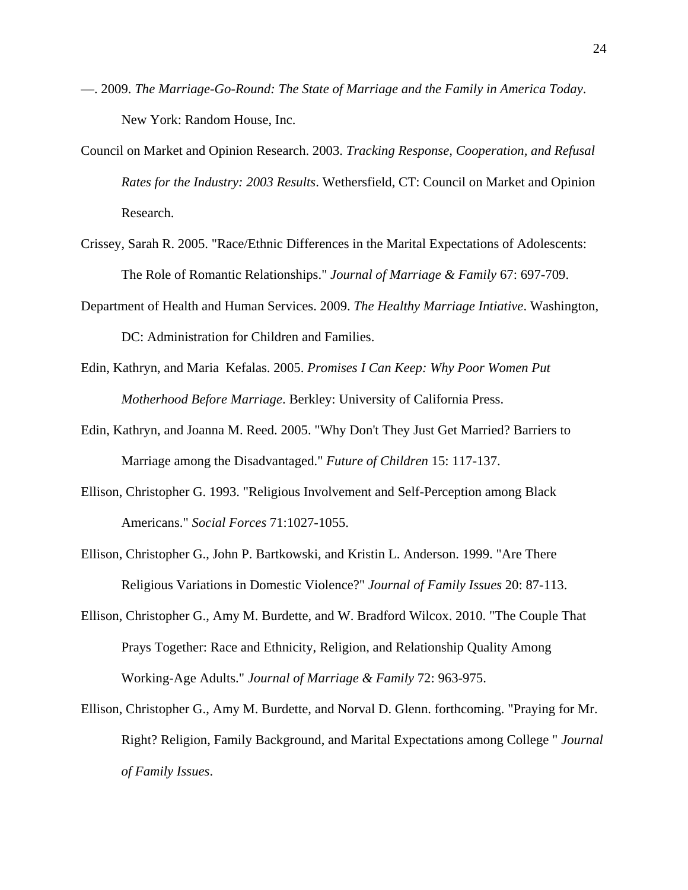—. 2009. *The Marriage-Go-Round: The State of Marriage and the Family in America Today*. New York: Random House, Inc.

Council on Market and Opinion Research. 2003. *Tracking Response, Cooperation, and Refusal Rates for the Industry: 2003 Results*. Wethersfield, CT: Council on Market and Opinion Research.

Crissey, Sarah R. 2005. "Race/Ethnic Differences in the Marital Expectations of Adolescents: The Role of Romantic Relationships." *Journal of Marriage & Family* 67: 697-709.

Department of Health and Human Services. 2009. *The Healthy Marriage Intiative*. Washington, DC: Administration for Children and Families.

Edin, Kathryn, and Maria Kefalas. 2005. *Promises I Can Keep: Why Poor Women Put Motherhood Before Marriage*. Berkley: University of California Press.

Edin, Kathryn, and Joanna M. Reed. 2005. "Why Don't They Just Get Married? Barriers to Marriage among the Disadvantaged." *Future of Children* 15: 117-137.

Ellison, Christopher G. 1993. "Religious Involvement and Self-Perception among Black Americans." *Social Forces* 71:1027-1055.

Ellison, Christopher G., John P. Bartkowski, and Kristin L. Anderson. 1999. "Are There Religious Variations in Domestic Violence?" *Journal of Family Issues* 20: 87-113.

Ellison, Christopher G., Amy M. Burdette, and W. Bradford Wilcox. 2010. "The Couple That Prays Together: Race and Ethnicity, Religion, and Relationship Quality Among Working-Age Adults." *Journal of Marriage & Family* 72: 963-975.

Ellison, Christopher G., Amy M. Burdette, and Norval D. Glenn. forthcoming. "Praying for Mr. Right? Religion, Family Background, and Marital Expectations among College " *Journal of Family Issues*.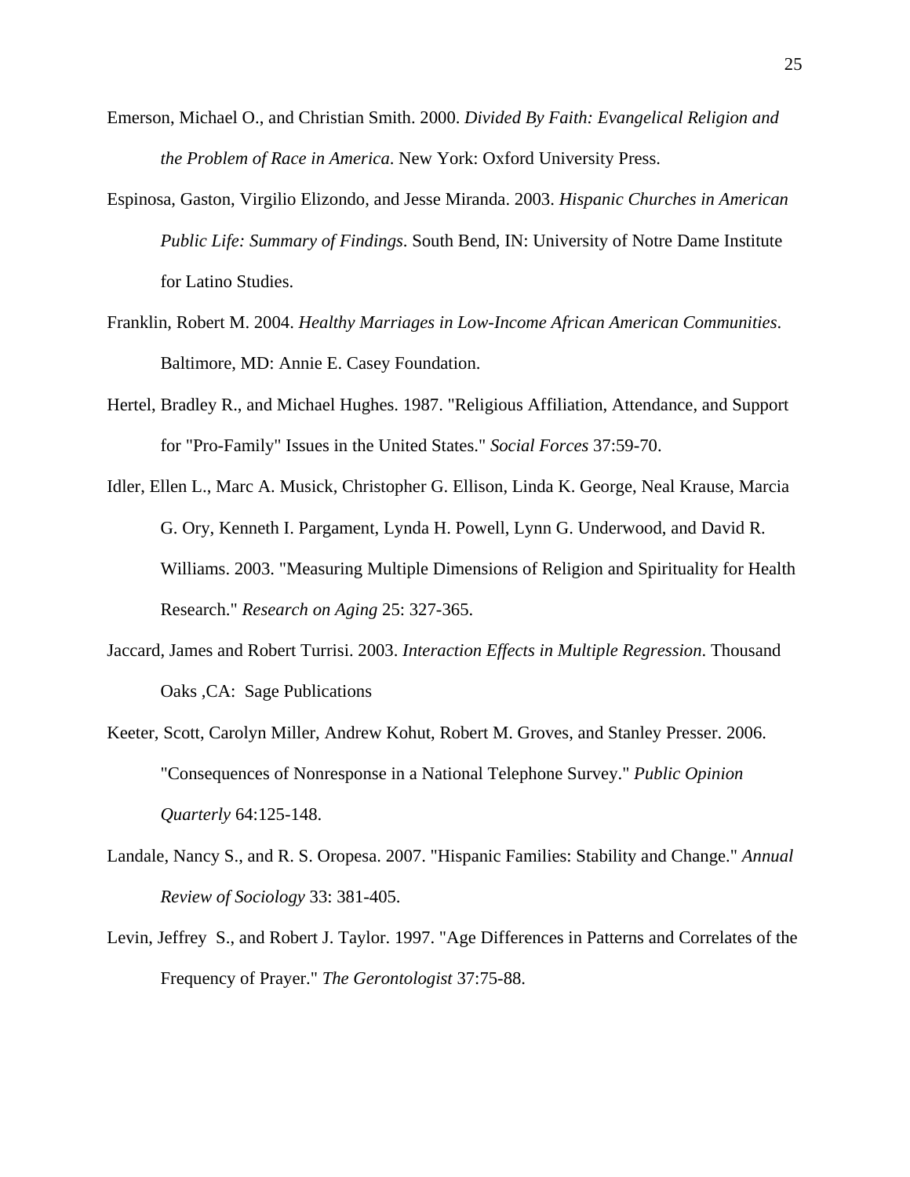Emerson, Michael O., and Christian Smith. 2000. *Divided By Faith: Evangelical Religion and the Problem of Race in America*. New York: Oxford University Press.

Espinosa, Gaston, Virgilio Elizondo, and Jesse Miranda. 2003. *Hispanic Churches in American Public Life: Summary of Findings*. South Bend, IN: University of Notre Dame Institute for Latino Studies.

Franklin, Robert M. 2004. *Healthy Marriages in Low-Income African American Communities*. Baltimore, MD: Annie E. Casey Foundation.

Hertel, Bradley R., and Michael Hughes. 1987. "Religious Affiliation, Attendance, and Support for "Pro-Family" Issues in the United States." *Social Forces* 37:59-70.

Idler, Ellen L., Marc A. Musick, Christopher G. Ellison, Linda K. George, Neal Krause, Marcia G. Ory, Kenneth I. Pargament, Lynda H. Powell, Lynn G. Underwood, and David R. Williams. 2003. "Measuring Multiple Dimensions of Religion and Spirituality for Health Research." *Research on Aging* 25: 327-365.

Jaccard, James and Robert Turrisi. 2003. *Interaction Effects in Multiple Regression*. Thousand Oaks ,CA:  Sage Publications

Keeter, Scott, Carolyn Miller, Andrew Kohut, Robert M. Groves, and Stanley Presser. 2006. "Consequences of Nonresponse in a National Telephone Survey." *Public Opinion Quarterly* 64:125-148.

Landale, Nancy S., and R. S. Oropesa. 2007. "Hispanic Families: Stability and Change." *Annual Review of Sociology* 33: 381-405.

Levin, Jeffrey  S., and Robert J. Taylor. 1997. "Age Differences in Patterns and Correlates of the Frequency of Prayer." *The Gerontologist* 37:75-88.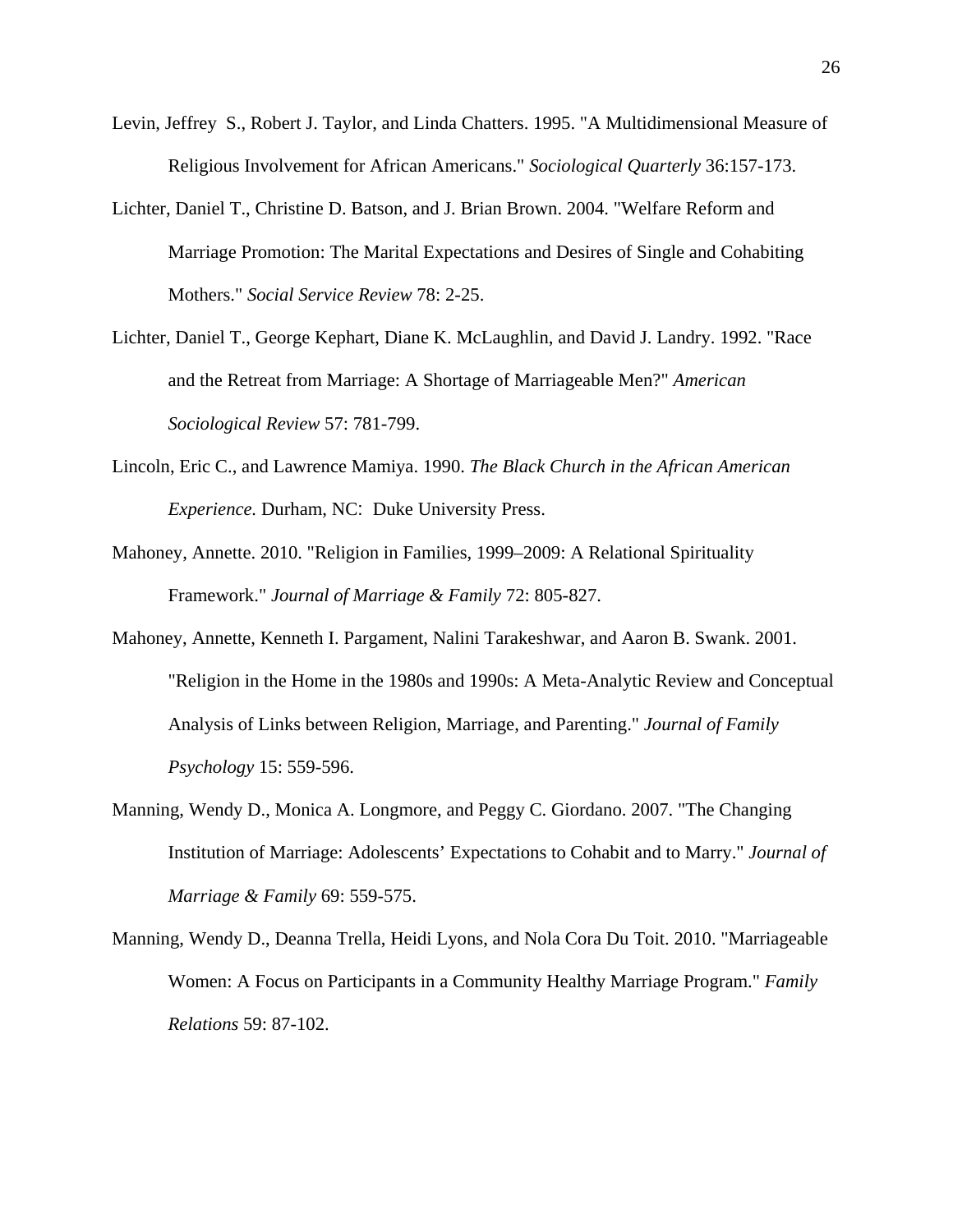Levin, Jeffrey  S., Robert J. Taylor, and Linda Chatters. 1995. "A Multidimensional Measure of Religious Involvement for African Americans." *Sociological Quarterly* 36:157-173.

Lichter, Daniel T., Christine D. Batson, and J. Brian Brown. 2004. "Welfare Reform and Marriage Promotion: The Marital Expectations and Desires of Single and Cohabiting Mothers." *Social Service Review* 78: 2-25.

Lichter, Daniel T., George Kephart, Diane K. McLaughlin, and David J. Landry. 1992. "Race and the Retreat from Marriage: A Shortage of Marriageable Men?" *American Sociological Review* 57: 781-799.

Lincoln, Eric C., and Lawrence Mamiya. 1990. *The Black Church in the African American Experience.* Durham, NC:  Duke University Press.

Mahoney, Annette. 2010. "Religion in Families, 1999–2009: A Relational Spirituality Framework." *Journal of Marriage & Family* 72: 805-827.

Mahoney, Annette, Kenneth I. Pargament, Nalini Tarakeshwar, and Aaron B. Swank. 2001. "Religion in the Home in the 1980s and 1990s: A Meta-Analytic Review and Conceptual Analysis of Links between Religion, Marriage, and Parenting." *Journal of Family Psychology* 15: 559-596.

Manning, Wendy D., Monica A. Longmore, and Peggy C. Giordano. 2007. "The Changing Institution of Marriage: Adolescents' Expectations to Cohabit and to Marry." *Journal of Marriage & Family* 69: 559-575.

Manning, Wendy D., Deanna Trella, Heidi Lyons, and Nola Cora Du Toit. 2010. "Marriageable Women: A Focus on Participants in a Community Healthy Marriage Program." *Family Relations* 59: 87-102.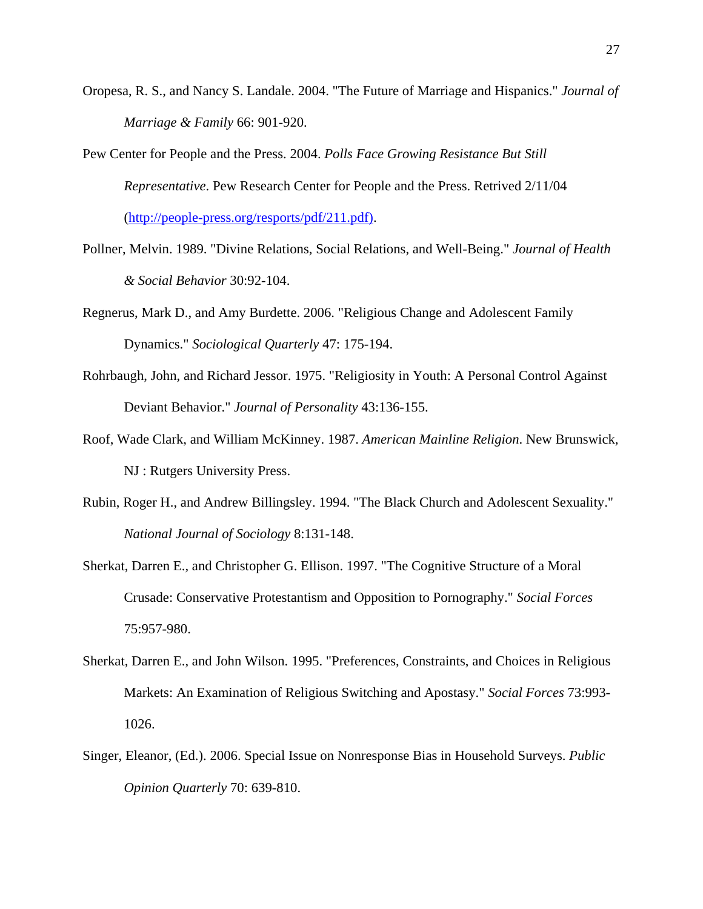Oropesa, R. S., and Nancy S. Landale. 2004. "The Future of Marriage and Hispanics." *Journal of Marriage & Family* 66: 901-920.

Pew Center for People and the Press. 2004. *Polls Face Growing Resistance But Still Representative*. Pew Research Center for People and the Press. Retrived 2/11/04 (http://people-press.org/resports/pdf/211.pdf).

Pollner, Melvin. 1989. "Divine Relations, Social Relations, and Well-Being." *Journal of Health & Social Behavior* 30:92-104.

Regnerus, Mark D., and Amy Burdette. 2006. "Religious Change and Adolescent Family Dynamics." *Sociological Quarterly* 47: 175-194.

Rohrbaugh, John, and Richard Jessor. 1975. "Religiosity in Youth: A Personal Control Against Deviant Behavior." *Journal of Personality* 43:136-155.

Roof, Wade Clark, and William McKinney. 1987. *American Mainline Religion*. New Brunswick, NJ : Rutgers University Press.

Rubin, Roger H., and Andrew Billingsley. 1994. "The Black Church and Adolescent Sexuality." *National Journal of Sociology* 8:131-148.

Sherkat, Darren E., and Christopher G. Ellison. 1997. "The Cognitive Structure of a Moral Crusade: Conservative Protestantism and Opposition to Pornography." *Social Forces* 75:957-980.

Sherkat, Darren E., and John Wilson. 1995. "Preferences, Constraints, and Choices in Religious Markets: An Examination of Religious Switching and Apostasy." *Social Forces* 73:993-1026.

Singer, Eleanor, (Ed.). 2006. Special Issue on Nonresponse Bias in Household Surveys. *Public Opinion Quarterly* 70: 639-810.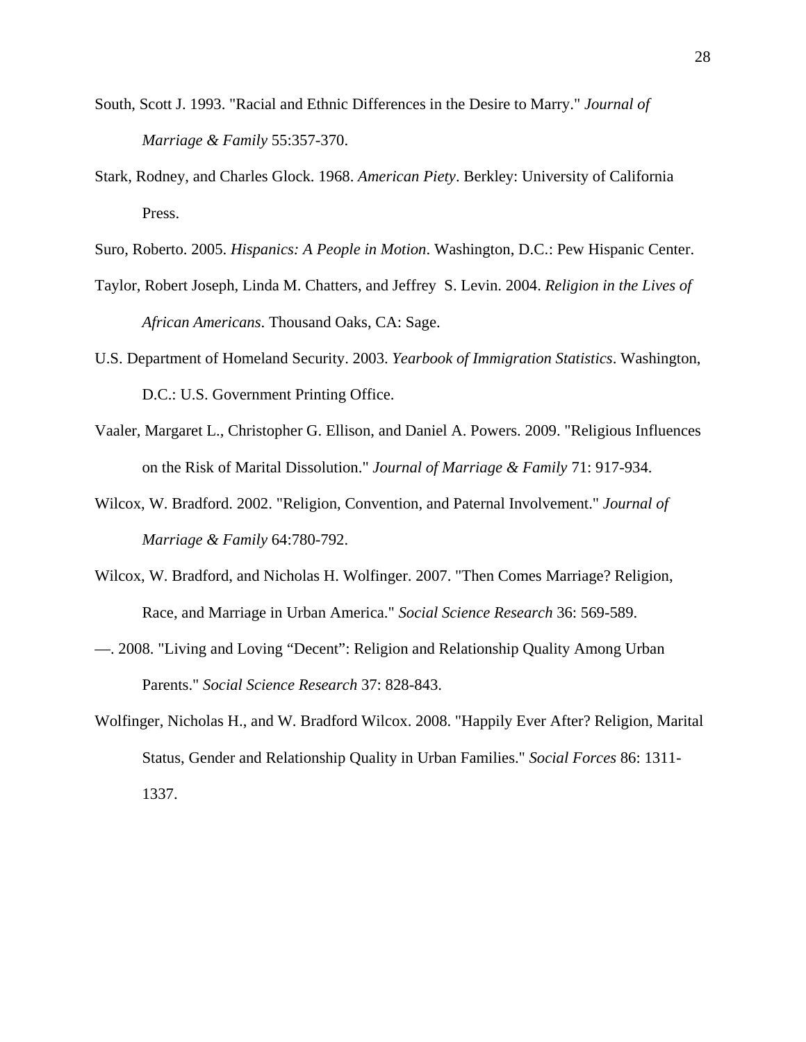South, Scott J. 1993. "Racial and Ethnic Differences in the Desire to Marry." *Journal of Marriage & Family* 55:357-370.

Stark, Rodney, and Charles Glock. 1968. *American Piety*. Berkley: University of California Press.

Suro, Roberto. 2005. *Hispanics: A People in Motion*. Washington, D.C.: Pew Hispanic Center.

Taylor, Robert Joseph, Linda M. Chatters, and Jeffrey S. Levin. 2004. *Religion in the Lives of African Americans*. Thousand Oaks, CA: Sage.

U.S. Department of Homeland Security. 2003. *Yearbook of Immigration Statistics*. Washington, D.C.: U.S. Government Printing Office.

Vaaler, Margaret L., Christopher G. Ellison, and Daniel A. Powers. 2009. "Religious Influences on the Risk of Marital Dissolution." *Journal of Marriage & Family* 71: 917-934.

Wilcox, W. Bradford. 2002. "Religion, Convention, and Paternal Involvement." *Journal of Marriage & Family* 64:780-792.

Wilcox, W. Bradford, and Nicholas H. Wolfinger. 2007. "Then Comes Marriage? Religion, Race, and Marriage in Urban America." *Social Science Research* 36: 569-589.

—. 2008. "Living and Loving "Decent": Religion and Relationship Quality Among Urban Parents." *Social Science Research* 37: 828-843.

Wolfinger, Nicholas H., and W. Bradford Wilcox. 2008. "Happily Ever After? Religion, Marital Status, Gender and Relationship Quality in Urban Families." *Social Forces* 86: 1311-1337.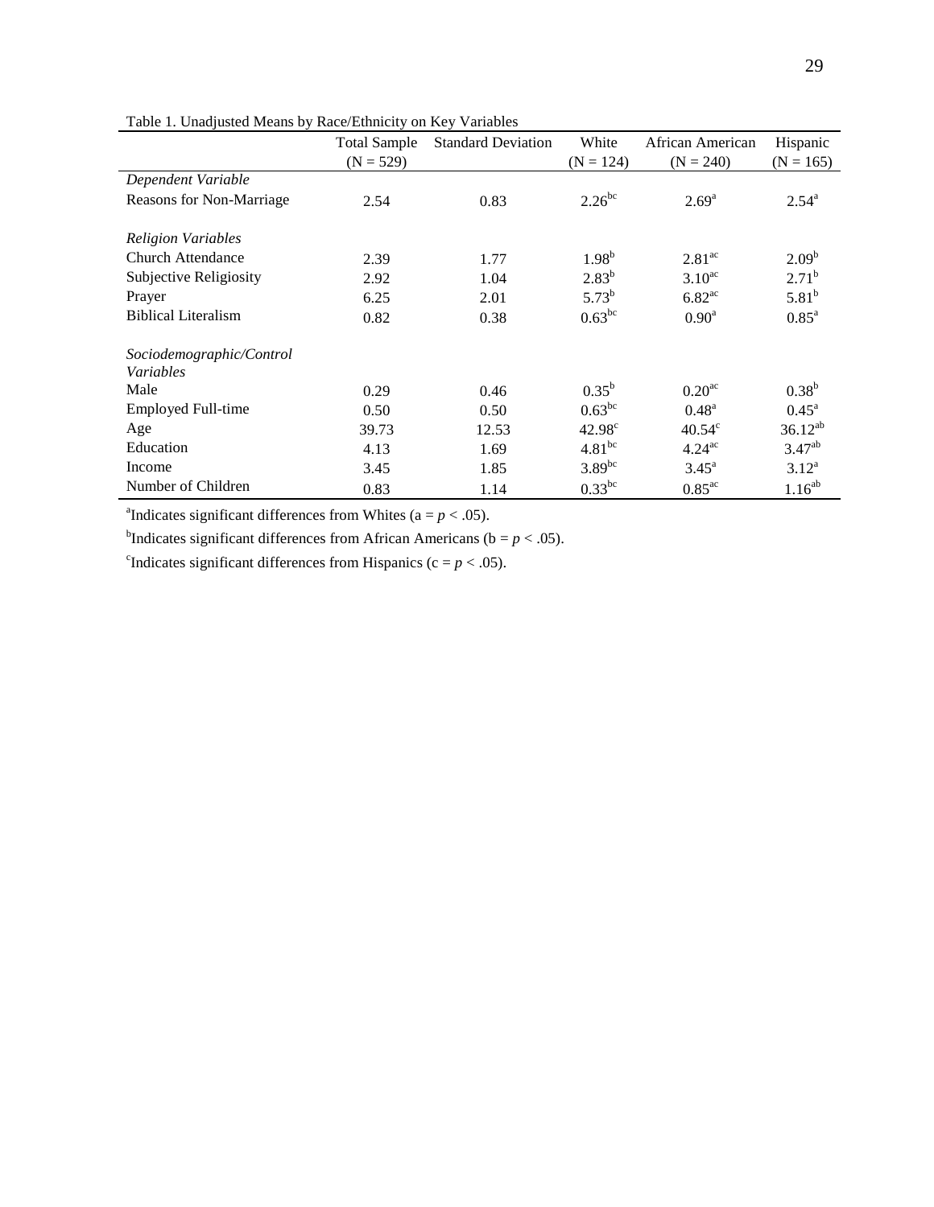Table 1. Unadjusted Means by Race/Ethnicity on Key Variables

| | Total Sample (N = 529) | Standard Deviation | White (N = 124) | African American (N = 240) | Hispanic (N = 165) |
|---|---|---|---|---|---|
| *Dependent Variable* | | | | | |
| Reasons for Non-Marriage | 2.54 | 0.83 | 2.26[bc] | 2.69[a] | 2.54[a] |
| *Religion Variables* | | | | | |
| Church Attendance | 2.39 | 1.77 | 1.98[b] | 2.81[ac] | 2.09[b] |
| Subjective Religiosity | 2.92 | 1.04 | 2.83[b] | 3.10[ac] | 2.71[b] |
| Prayer | 6.25 | 2.01 | 5.73[b] | 6.82[ac] | 5.81[b] |
| Biblical Literalism | 0.82 | 0.38 | 0.63[bc] | 0.90[a] | 0.85[a] |
| *Sociodemographic/Control Variables* | | | | | |
| Male | 0.29 | 0.46 | 0.35[b] | 0.20[ac] | 0.38[b] |
| Employed Full-time | 0.50 | 0.50 | 0.63[bc] | 0.48[a] | 0.45[a] |
| Age | 39.73 | 12.53 | 42.98[c] | 40.54[c] | 36.12[ab] |
| Education | 4.13 | 1.69 | 4.81[bc] | 4.24[ac] | 3.47[ab] |
| Income | 3.45 | 1.85 | 3.89[bc] | 3.45[a] | 3.12[a] |
| Number of Children | 0.83 | 1.14 | 0.33[bc] | 0.85[ac] | 1.16[ab] |

[a]Indicates significant differences from Whites (a = $p < .05$).

[b]Indicates significant differences from African Americans (b = $p < .05$).

[c]Indicates significant differences from Hispanics (c = $p < .05$).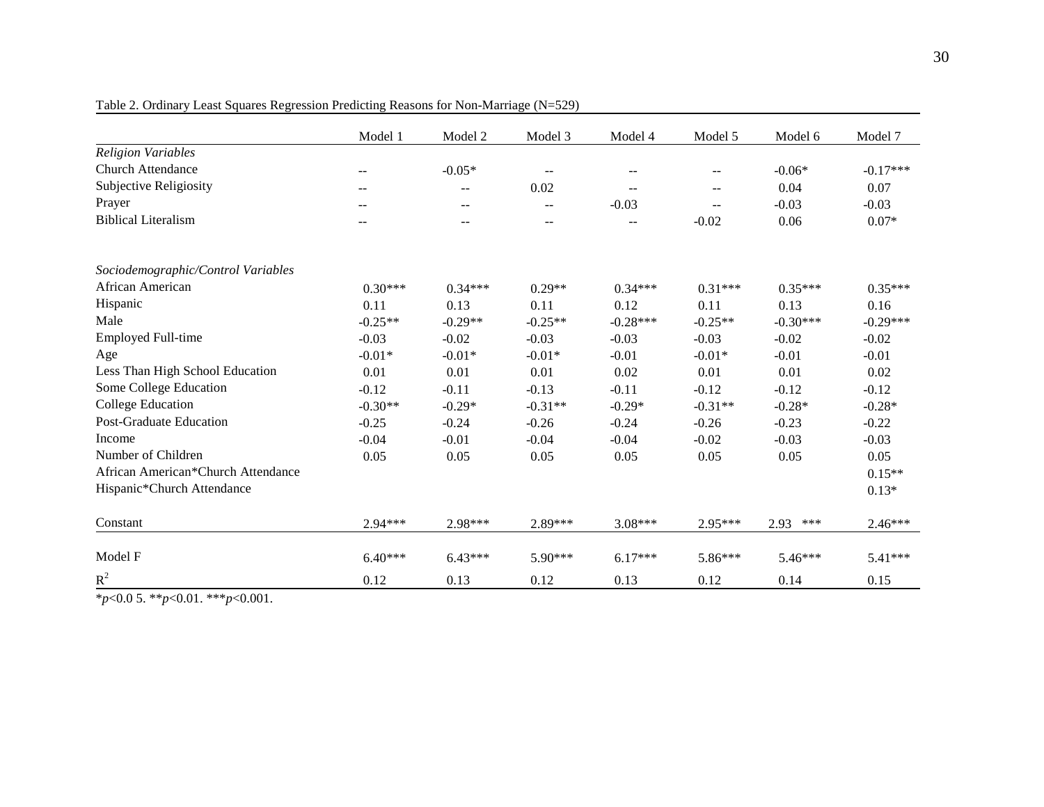Table 2. Ordinary Least Squares Regression Predicting Reasons for Non-Marriage (N=529)

| | Model 1 | Model 2 | Model 3 | Model 4 | Model 5 | Model 6 | Model 7 |
|---|---|---|---|---|---|---|---|
| *Religion Variables* | | | | | | | |
| Church Attendance | -- | -0.05* | -- | -- | -- | -0.06* | -0.17*** |
| Subjective Religiosity | -- | -- | 0.02 | -- | -- | 0.04 | 0.07 |
| Prayer | -- | -- | -- | -0.03 | -- | -0.03 | -0.03 |
| Biblical Literalism | -- | -- | -- | -- | -0.02 | 0.06 | 0.07* |
| *Sociodemographic/Control Variables* | | | | | | | |
| African American | 0.30*** | 0.34*** | 0.29** | 0.34*** | 0.31*** | 0.35*** | 0.35*** |
| Hispanic | 0.11 | 0.13 | 0.11 | 0.12 | 0.11 | 0.13 | 0.16 |
| Male | -0.25** | -0.29** | -0.25** | -0.28*** | -0.25** | -0.30*** | -0.29*** |
| Employed Full-time | -0.03 | -0.02 | -0.03 | -0.03 | -0.03 | -0.02 | -0.02 |
| Age | -0.01* | -0.01* | -0.01* | -0.01 | -0.01* | -0.01 | -0.01 |
| Less Than High School Education | 0.01 | 0.01 | 0.01 | 0.02 | 0.01 | 0.01 | 0.02 |
| Some College Education | -0.12 | -0.11 | -0.13 | -0.11 | -0.12 | -0.12 | -0.12 |
| College Education | -0.30** | -0.29* | -0.31** | -0.29* | -0.31** | -0.28* | -0.28* |
| Post-Graduate Education | -0.25 | -0.24 | -0.26 | -0.24 | -0.26 | -0.23 | -0.22 |
| Income | -0.04 | -0.01 | -0.04 | -0.04 | -0.02 | -0.03 | -0.03 |
| Number of Children | 0.05 | 0.05 | 0.05 | 0.05 | 0.05 | 0.05 | 0.05 |
| African American*Church Attendance | | | | | | | 0.15** |
| Hispanic*Church Attendance | | | | | | | 0.13* |
| Constant | 2.94*** | 2.98*** | 2.89*** | 3.08*** | 2.95*** | 2.93 *** | 2.46*** |
| Model F | 6.40*** | 6.43*** | 5.90*** | 6.17*** | 5.86*** | 5.46*** | 5.41*** |
| $R^2$ | 0.12 | 0.13 | 0.12 | 0.13 | 0.12 | 0.14 | 0.15 |

*$p$<0.0 5. **$p$<0.01. ***$p$<0.001.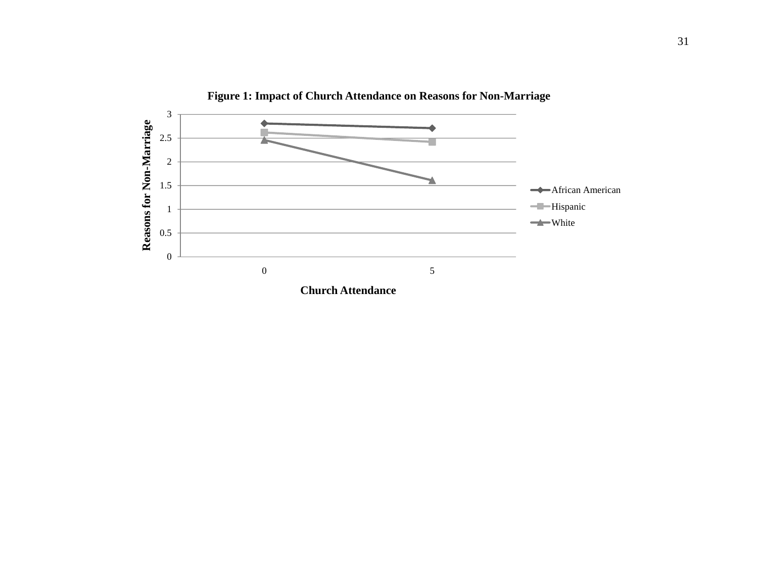**Figure 1: Impact of Church Attendance on Reasons for Non-Marriage**

Reasons for Non-Marriage

3
2.5
2
1.5
1
0.5
0

0
5

Church Attendance

African American
Hispanic
White